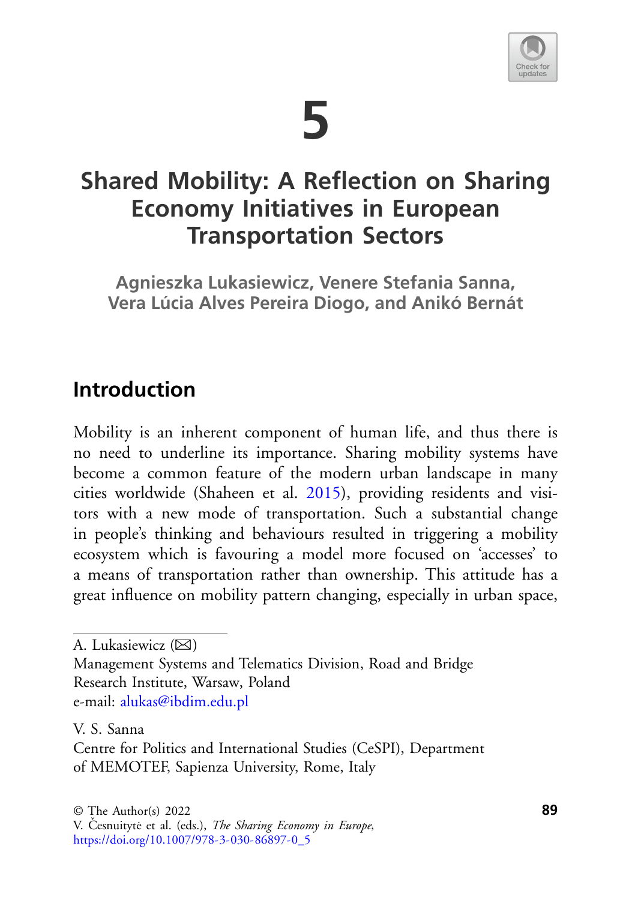# 5

# Shared Mobility: A Reflection on Sharing Economy Initiatives in European Transportation Sectors

**Agnieszka Lukasiewicz, Venere Stefania Sanna, Vera Lúcia Alves Pereira Diogo, and Anikó Bernát**

## Introduction

Mobility is an inherent component of human life, and thus there is no need to underline its importance. Sharing mobility systems have become a common feature of the modern urban landscape in many cities worldwide (Shaheen et al. 2015), providing residents and visitors with a new mode of transportation. Such a substantial change in people's thinking and behaviours resulted in triggering a mobility ecosystem which is favouring a model more focused on 'accesses' to a means of transportation rather than ownership. This attitude has a great influence on mobility pattern changing, especially in urban space,

---

A. Lukasiewicz (✉)
Management Systems and Telematics Division, Road and Bridge Research Institute, Warsaw, Poland
e-mail: alukas@ibdim.edu.pl

V. S. Sanna
Centre for Politics and International Studies (CeSPI), Department of MEMOTEF, Sapienza University, Rome, Italy

© The Author(s) 2022
V. Česnuitytė et al. (eds.), *The Sharing Economy in Europe*,
https://doi.org/10.1007/978-3-030-86897-0_5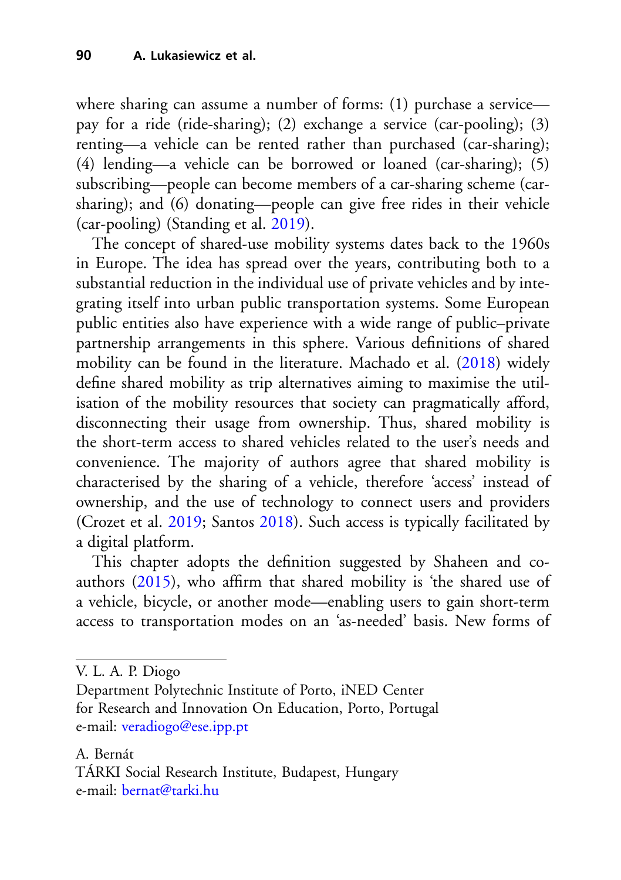where sharing can assume a number of forms: (1) purchase a service—pay for a ride (ride-sharing); (2) exchange a service (car-pooling); (3) renting—a vehicle can be rented rather than purchased (car-sharing); (4) lending—a vehicle can be borrowed or loaned (car-sharing); (5) subscribing—people can become members of a car-sharing scheme (car-sharing); and (6) donating—people can give free rides in their vehicle (car-pooling) (Standing et al. 2019).

The concept of shared-use mobility systems dates back to the 1960s in Europe. The idea has spread over the years, contributing both to a substantial reduction in the individual use of private vehicles and by integrating itself into urban public transportation systems. Some European public entities also have experience with a wide range of public–private partnership arrangements in this sphere. Various definitions of shared mobility can be found in the literature. Machado et al. (2018) widely define shared mobility as trip alternatives aiming to maximise the utilisation of the mobility resources that society can pragmatically afford, disconnecting their usage from ownership. Thus, shared mobility is the short-term access to shared vehicles related to the user's needs and convenience. The majority of authors agree that shared mobility is characterised by the sharing of a vehicle, therefore 'access' instead of ownership, and the use of technology to connect users and providers (Crozet et al. 2019; Santos 2018). Such access is typically facilitated by a digital platform.

This chapter adopts the definition suggested by Shaheen and co-authors (2015), who affirm that shared mobility is 'the shared use of a vehicle, bicycle, or another mode—enabling users to gain short-term access to transportation modes on an 'as-needed' basis. New forms of

---

V. L. A. P. Diogo
Department Polytechnic Institute of Porto, iNED Center for Research and Innovation On Education, Porto, Portugal
e-mail: veradiogo@ese.ipp.pt

A. Bernát
TÁRKI Social Research Institute, Budapest, Hungary
e-mail: bernat@tarki.hu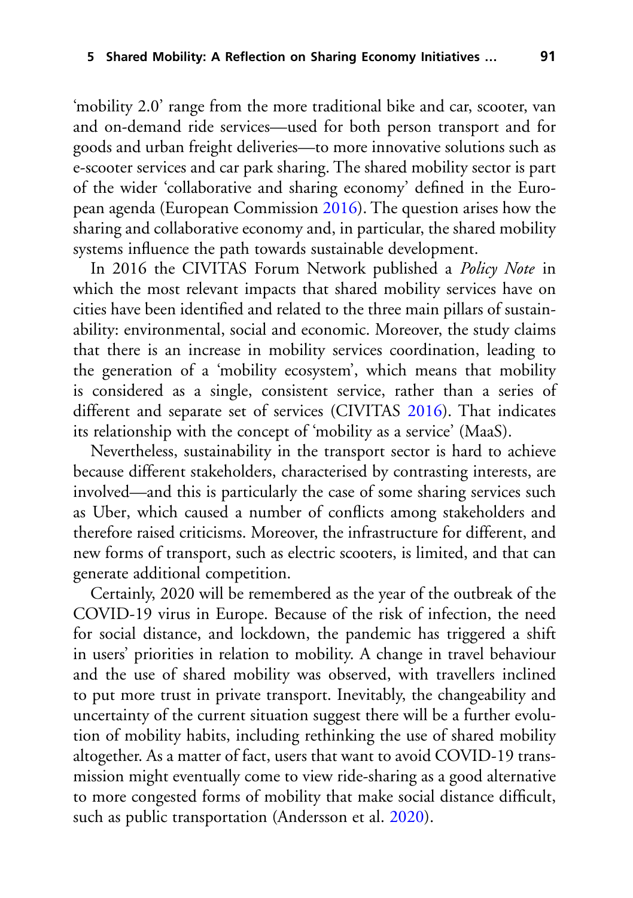'mobility 2.0' range from the more traditional bike and car, scooter, van and on-demand ride services—used for both person transport and for goods and urban freight deliveries—to more innovative solutions such as e-scooter services and car park sharing. The shared mobility sector is part of the wider 'collaborative and sharing economy' defined in the European agenda (European Commission 2016). The question arises how the sharing and collaborative economy and, in particular, the shared mobility systems influence the path towards sustainable development.

In 2016 the CIVITAS Forum Network published a *Policy Note* in which the most relevant impacts that shared mobility services have on cities have been identified and related to the three main pillars of sustainability: environmental, social and economic. Moreover, the study claims that there is an increase in mobility services coordination, leading to the generation of a 'mobility ecosystem', which means that mobility is considered as a single, consistent service, rather than a series of different and separate set of services (CIVITAS 2016). That indicates its relationship with the concept of 'mobility as a service' (MaaS).

Nevertheless, sustainability in the transport sector is hard to achieve because different stakeholders, characterised by contrasting interests, are involved—and this is particularly the case of some sharing services such as Uber, which caused a number of conflicts among stakeholders and therefore raised criticisms. Moreover, the infrastructure for different, and new forms of transport, such as electric scooters, is limited, and that can generate additional competition.

Certainly, 2020 will be remembered as the year of the outbreak of the COVID-19 virus in Europe. Because of the risk of infection, the need for social distance, and lockdown, the pandemic has triggered a shift in users' priorities in relation to mobility. A change in travel behaviour and the use of shared mobility was observed, with travellers inclined to put more trust in private transport. Inevitably, the changeability and uncertainty of the current situation suggest there will be a further evolution of mobility habits, including rethinking the use of shared mobility altogether. As a matter of fact, users that want to avoid COVID-19 transmission might eventually come to view ride-sharing as a good alternative to more congested forms of mobility that make social distance difficult, such as public transportation (Andersson et al. 2020).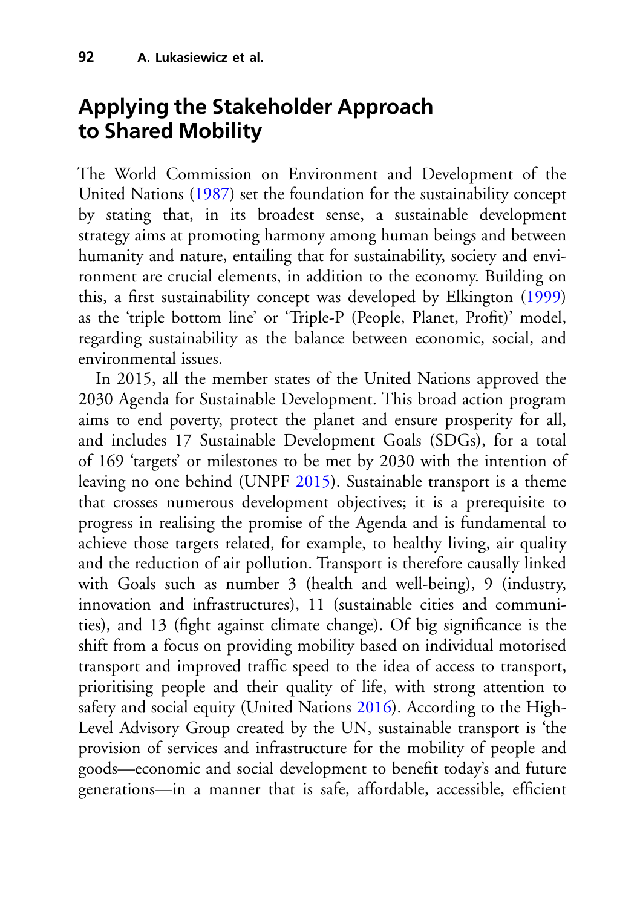## Applying the Stakeholder Approach to Shared Mobility

The World Commission on Environment and Development of the United Nations (1987) set the foundation for the sustainability concept by stating that, in its broadest sense, a sustainable development strategy aims at promoting harmony among human beings and between humanity and nature, entailing that for sustainability, society and environment are crucial elements, in addition to the economy. Building on this, a first sustainability concept was developed by Elkington (1999) as the 'triple bottom line' or 'Triple-P (People, Planet, Profit)' model, regarding sustainability as the balance between economic, social, and environmental issues.

In 2015, all the member states of the United Nations approved the 2030 Agenda for Sustainable Development. This broad action program aims to end poverty, protect the planet and ensure prosperity for all, and includes 17 Sustainable Development Goals (SDGs), for a total of 169 'targets' or milestones to be met by 2030 with the intention of leaving no one behind (UNPF 2015). Sustainable transport is a theme that crosses numerous development objectives; it is a prerequisite to progress in realising the promise of the Agenda and is fundamental to achieve those targets related, for example, to healthy living, air quality and the reduction of air pollution. Transport is therefore causally linked with Goals such as number 3 (health and well-being), 9 (industry, innovation and infrastructures), 11 (sustainable cities and communities), and 13 (fight against climate change). Of big significance is the shift from a focus on providing mobility based on individual motorised transport and improved traffic speed to the idea of access to transport, prioritising people and their quality of life, with strong attention to safety and social equity (United Nations 2016). According to the High-Level Advisory Group created by the UN, sustainable transport is 'the provision of services and infrastructure for the mobility of people and goods—economic and social development to benefit today's and future generations—in a manner that is safe, affordable, accessible, efficient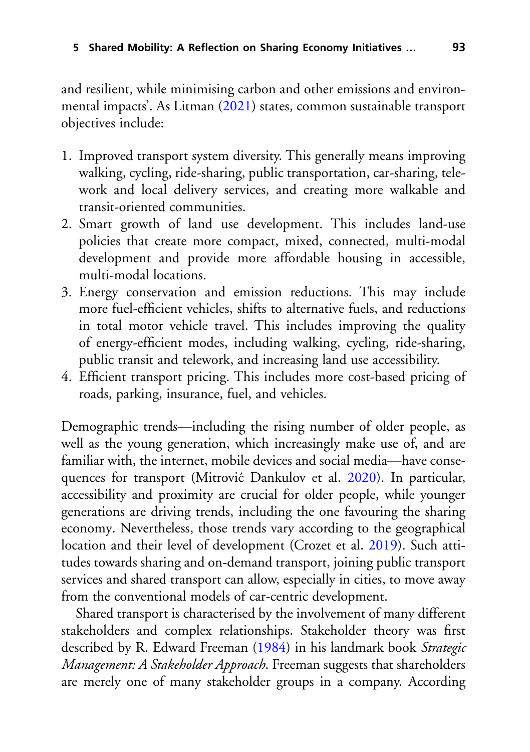and resilient, while minimising carbon and other emissions and environmental impacts'. As Litman (2021) states, common sustainable transport objectives include:

1. Improved transport system diversity. This generally means improving walking, cycling, ride-sharing, public transportation, car-sharing, telework and local delivery services, and creating more walkable and transit-oriented communities.
2. Smart growth of land use development. This includes land-use policies that create more compact, mixed, connected, multi-modal development and provide more affordable housing in accessible, multi-modal locations.
3. Energy conservation and emission reductions. This may include more fuel-efficient vehicles, shifts to alternative fuels, and reductions in total motor vehicle travel. This includes improving the quality of energy-efficient modes, including walking, cycling, ride-sharing, public transit and telework, and increasing land use accessibility.
4. Efficient transport pricing. This includes more cost-based pricing of roads, parking, insurance, fuel, and vehicles.

Demographic trends—including the rising number of older people, as well as the young generation, which increasingly make use of, and are familiar with, the internet, mobile devices and social media—have consequences for transport (Mitrović Dankulov et al. 2020). In particular, accessibility and proximity are crucial for older people, while younger generations are driving trends, including the one favouring the sharing economy. Nevertheless, those trends vary according to the geographical location and their level of development (Crozet et al. 2019). Such attitudes towards sharing and on-demand transport, joining public transport services and shared transport can allow, especially in cities, to move away from the conventional models of car-centric development.

Shared transport is characterised by the involvement of many different stakeholders and complex relationships. Stakeholder theory was first described by R. Edward Freeman (1984) in his landmark book *Strategic Management: A Stakeholder Approach*. Freeman suggests that shareholders are merely one of many stakeholder groups in a company. According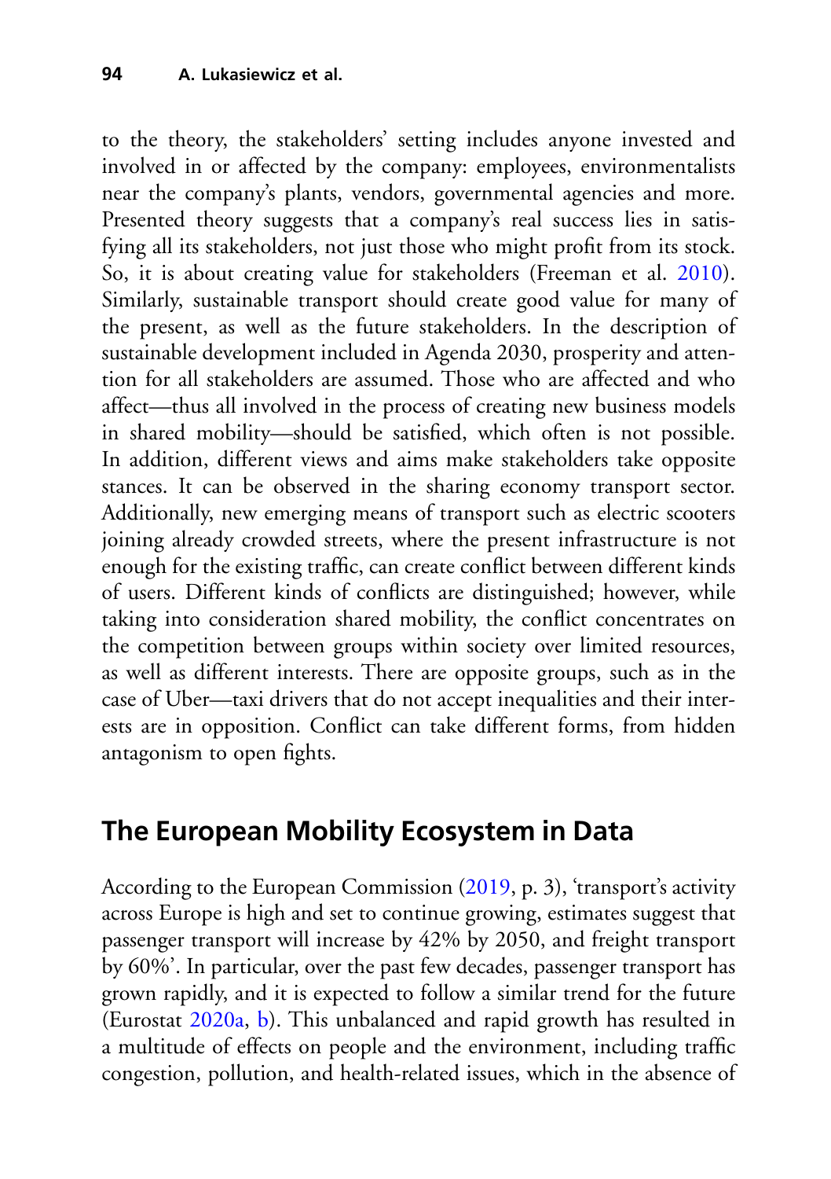to the theory, the stakeholders' setting includes anyone invested and involved in or affected by the company: employees, environmentalists near the company's plants, vendors, governmental agencies and more. Presented theory suggests that a company's real success lies in satisfying all its stakeholders, not just those who might profit from its stock. So, it is about creating value for stakeholders (Freeman et al. 2010). Similarly, sustainable transport should create good value for many of the present, as well as the future stakeholders. In the description of sustainable development included in Agenda 2030, prosperity and attention for all stakeholders are assumed. Those who are affected and who affect—thus all involved in the process of creating new business models in shared mobility—should be satisfied, which often is not possible. In addition, different views and aims make stakeholders take opposite stances. It can be observed in the sharing economy transport sector. Additionally, new emerging means of transport such as electric scooters joining already crowded streets, where the present infrastructure is not enough for the existing traffic, can create conflict between different kinds of users. Different kinds of conflicts are distinguished; however, while taking into consideration shared mobility, the conflict concentrates on the competition between groups within society over limited resources, as well as different interests. There are opposite groups, such as in the case of Uber—taxi drivers that do not accept inequalities and their interests are in opposition. Conflict can take different forms, from hidden antagonism to open fights.

## The European Mobility Ecosystem in Data

According to the European Commission (2019, p. 3), 'transport's activity across Europe is high and set to continue growing, estimates suggest that passenger transport will increase by 42% by 2050, and freight transport by 60%'. In particular, over the past few decades, passenger transport has grown rapidly, and it is expected to follow a similar trend for the future (Eurostat 2020a, b). This unbalanced and rapid growth has resulted in a multitude of effects on people and the environment, including traffic congestion, pollution, and health-related issues, which in the absence of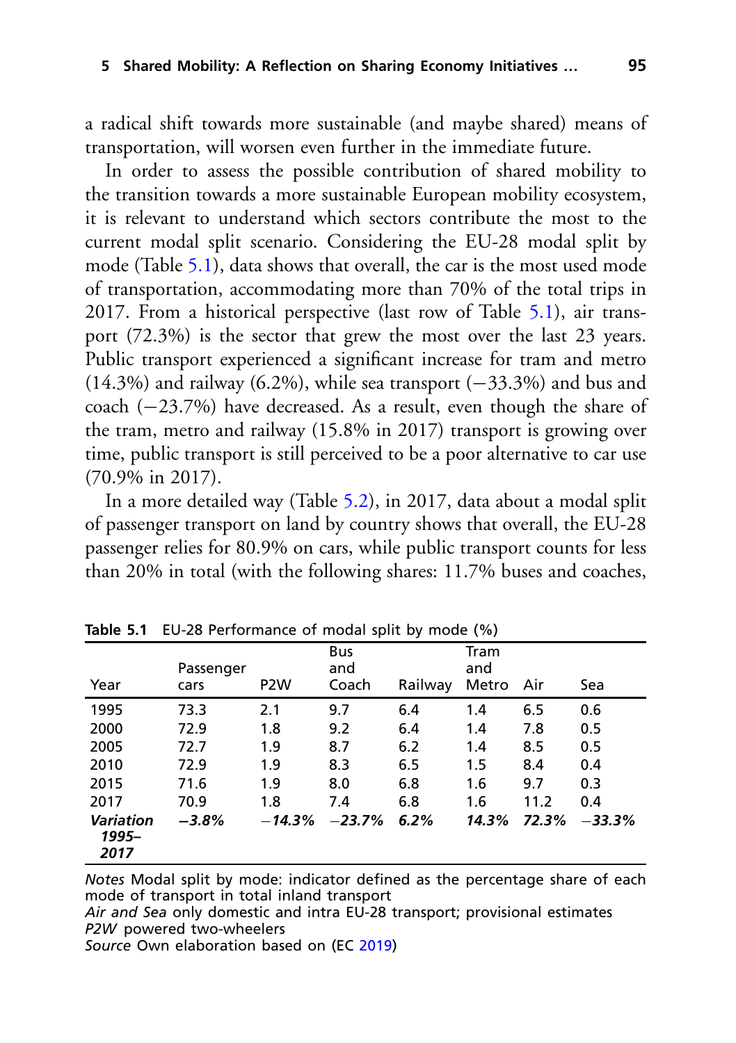a radical shift towards more sustainable (and maybe shared) means of transportation, will worsen even further in the immediate future.

In order to assess the possible contribution of shared mobility to the transition towards a more sustainable European mobility ecosystem, it is relevant to understand which sectors contribute the most to the current modal split scenario. Considering the EU-28 modal split by mode (Table 5.1), data shows that overall, the car is the most used mode of transportation, accommodating more than 70% of the total trips in 2017. From a historical perspective (last row of Table 5.1), air transport (72.3%) is the sector that grew the most over the last 23 years. Public transport experienced a significant increase for tram and metro (14.3%) and railway (6.2%), while sea transport (−33.3%) and bus and coach (−23.7%) have decreased. As a result, even though the share of the tram, metro and railway (15.8% in 2017) transport is growing over time, public transport is still perceived to be a poor alternative to car use (70.9% in 2017).

In a more detailed way (Table 5.2), in 2017, data about a modal split of passenger transport on land by country shows that overall, the EU-28 passenger relies for 80.9% on cars, while public transport counts for less than 20% in total (with the following shares: 11.7% buses and coaches,

**Table 5.1** EU-28 Performance of modal split by mode (%)

| Year | Passenger cars | P2W | Bus and Coach | Railway | Tram and Metro | Air | Sea |
|---|---|---|---|---|---|---|---|
| 1995 | 73.3 | 2.1 | 9.7 | 6.4 | 1.4 | 6.5 | 0.6 |
| 2000 | 72.9 | 1.8 | 9.2 | 6.4 | 1.4 | 7.8 | 0.5 |
| 2005 | 72.7 | 1.9 | 8.7 | 6.2 | 1.4 | 8.5 | 0.5 |
| 2010 | 72.9 | 1.9 | 8.3 | 6.5 | 1.5 | 8.4 | 0.4 |
| 2015 | 71.6 | 1.9 | 8.0 | 6.8 | 1.6 | 9.7 | 0.3 |
| 2017 | 70.9 | 1.8 | 7.4 | 6.8 | 1.6 | 11.2 | 0.4 |
| ***Variation 1995–2017*** | ***−3.8%*** | ***−14.3%*** | ***−23.7%*** | ***6.2%*** | ***14.3%*** | ***72.3%*** | ***−33.3%*** |

*Notes* Modal split by mode: indicator defined as the percentage share of each mode of transport in total inland transport
*Air and Sea* only domestic and intra EU-28 transport; provisional estimates
*P2W* powered two-wheelers
*Source* Own elaboration based on (EC 2019)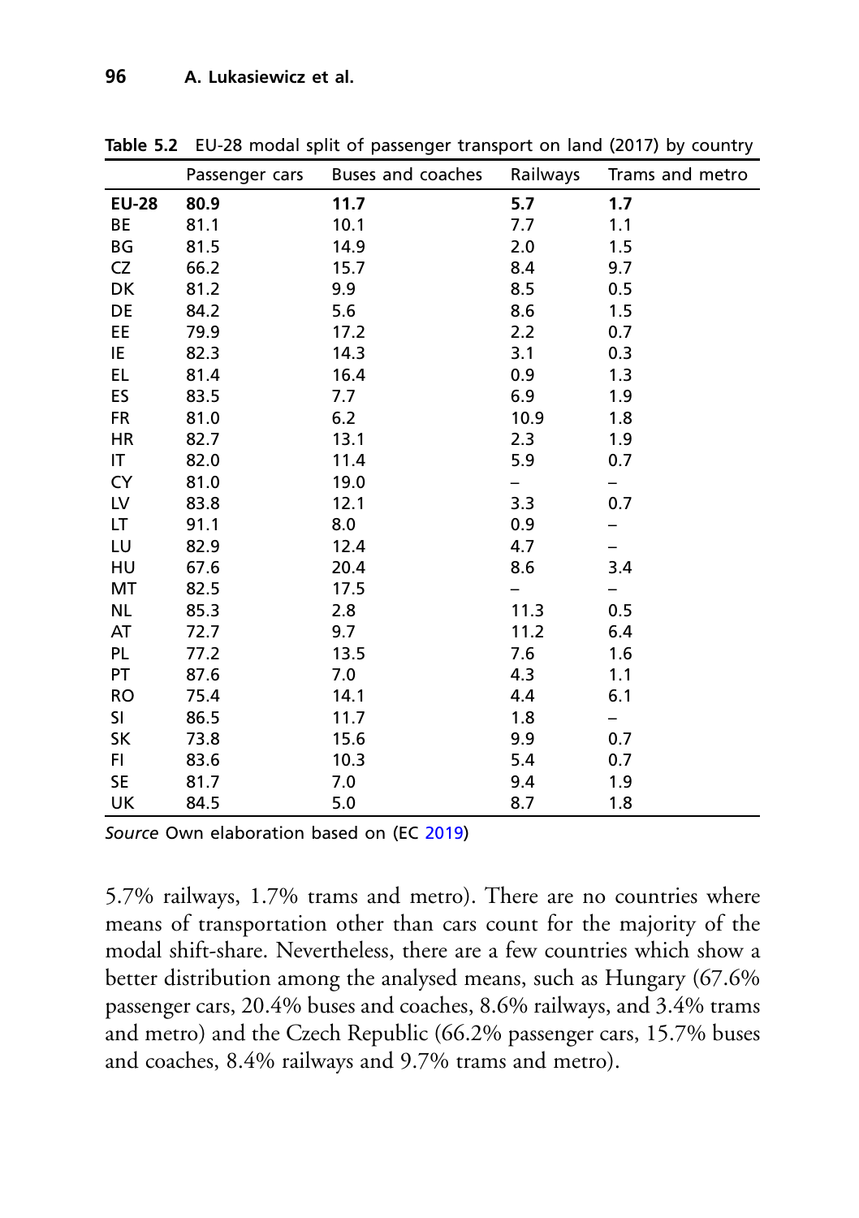Table 5.2 EU-28 modal split of passenger transport on land (2017) by country

| | Passenger cars | Buses and coaches | Railways | Trams and metro |
|---|---|---|---|---|
| **EU-28** | **80.9** | **11.7** | **5.7** | **1.7** |
| BE | 81.1 | 10.1 | 7.7 | 1.1 |
| BG | 81.5 | 14.9 | 2.0 | 1.5 |
| CZ | 66.2 | 15.7 | 8.4 | 9.7 |
| DK | 81.2 | 9.9 | 8.5 | 0.5 |
| DE | 84.2 | 5.6 | 8.6 | 1.5 |
| EE | 79.9 | 17.2 | 2.2 | 0.7 |
| IE | 82.3 | 14.3 | 3.1 | 0.3 |
| EL | 81.4 | 16.4 | 0.9 | 1.3 |
| ES | 83.5 | 7.7 | 6.9 | 1.9 |
| FR | 81.0 | 6.2 | 10.9 | 1.8 |
| HR | 82.7 | 13.1 | 2.3 | 1.9 |
| IT | 82.0 | 11.4 | 5.9 | 0.7 |
| CY | 81.0 | 19.0 | – | – |
| LV | 83.8 | 12.1 | 3.3 | 0.7 |
| LT | 91.1 | 8.0 | 0.9 | – |
| LU | 82.9 | 12.4 | 4.7 | – |
| HU | 67.6 | 20.4 | 8.6 | 3.4 |
| MT | 82.5 | 17.5 | – | – |
| NL | 85.3 | 2.8 | 11.3 | 0.5 |
| AT | 72.7 | 9.7 | 11.2 | 6.4 |
| PL | 77.2 | 13.5 | 7.6 | 1.6 |
| PT | 87.6 | 7.0 | 4.3 | 1.1 |
| RO | 75.4 | 14.1 | 4.4 | 6.1 |
| SI | 86.5 | 11.7 | 1.8 | – |
| SK | 73.8 | 15.6 | 9.9 | 0.7 |
| FI | 83.6 | 10.3 | 5.4 | 0.7 |
| SE | 81.7 | 7.0 | 9.4 | 1.9 |
| UK | 84.5 | 5.0 | 8.7 | 1.8 |

*Source* Own elaboration based on (EC 2019)

5.7% railways, 1.7% trams and metro). There are no countries where means of transportation other than cars count for the majority of the modal shift-share. Nevertheless, there are a few countries which show a better distribution among the analysed means, such as Hungary (67.6% passenger cars, 20.4% buses and coaches, 8.6% railways, and 3.4% trams and metro) and the Czech Republic (66.2% passenger cars, 15.7% buses and coaches, 8.4% railways and 9.7% trams and metro).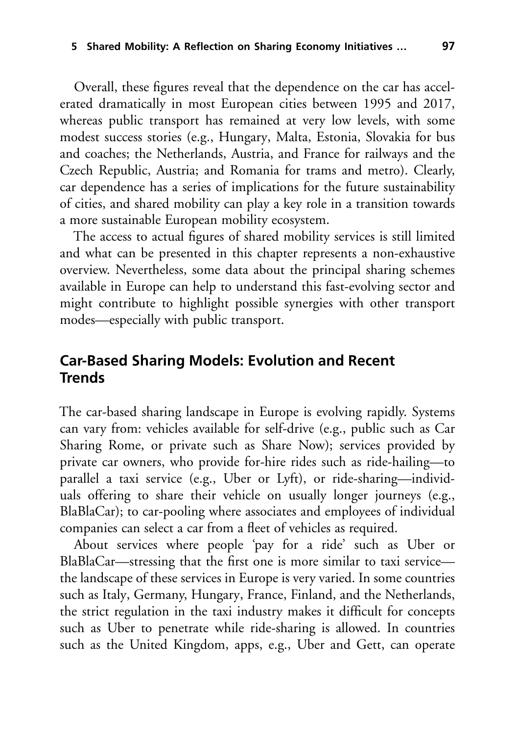Overall, these figures reveal that the dependence on the car has accelerated dramatically in most European cities between 1995 and 2017, whereas public transport has remained at very low levels, with some modest success stories (e.g., Hungary, Malta, Estonia, Slovakia for bus and coaches; the Netherlands, Austria, and France for railways and the Czech Republic, Austria; and Romania for trams and metro). Clearly, car dependence has a series of implications for the future sustainability of cities, and shared mobility can play a key role in a transition towards a more sustainable European mobility ecosystem.

The access to actual figures of shared mobility services is still limited and what can be presented in this chapter represents a non-exhaustive overview. Nevertheless, some data about the principal sharing schemes available in Europe can help to understand this fast-evolving sector and might contribute to highlight possible synergies with other transport modes—especially with public transport.

## Car-Based Sharing Models: Evolution and Recent Trends

The car-based sharing landscape in Europe is evolving rapidly. Systems can vary from: vehicles available for self-drive (e.g., public such as Car Sharing Rome, or private such as Share Now); services provided by private car owners, who provide for-hire rides such as ride-hailing—to parallel a taxi service (e.g., Uber or Lyft), or ride-sharing—individuals offering to share their vehicle on usually longer journeys (e.g., BlaBlaCar); to car-pooling where associates and employees of individual companies can select a car from a fleet of vehicles as required.

About services where people 'pay for a ride' such as Uber or BlaBlaCar—stressing that the first one is more similar to taxi service—the landscape of these services in Europe is very varied. In some countries such as Italy, Germany, Hungary, France, Finland, and the Netherlands, the strict regulation in the taxi industry makes it difficult for concepts such as Uber to penetrate while ride-sharing is allowed. In countries such as the United Kingdom, apps, e.g., Uber and Gett, can operate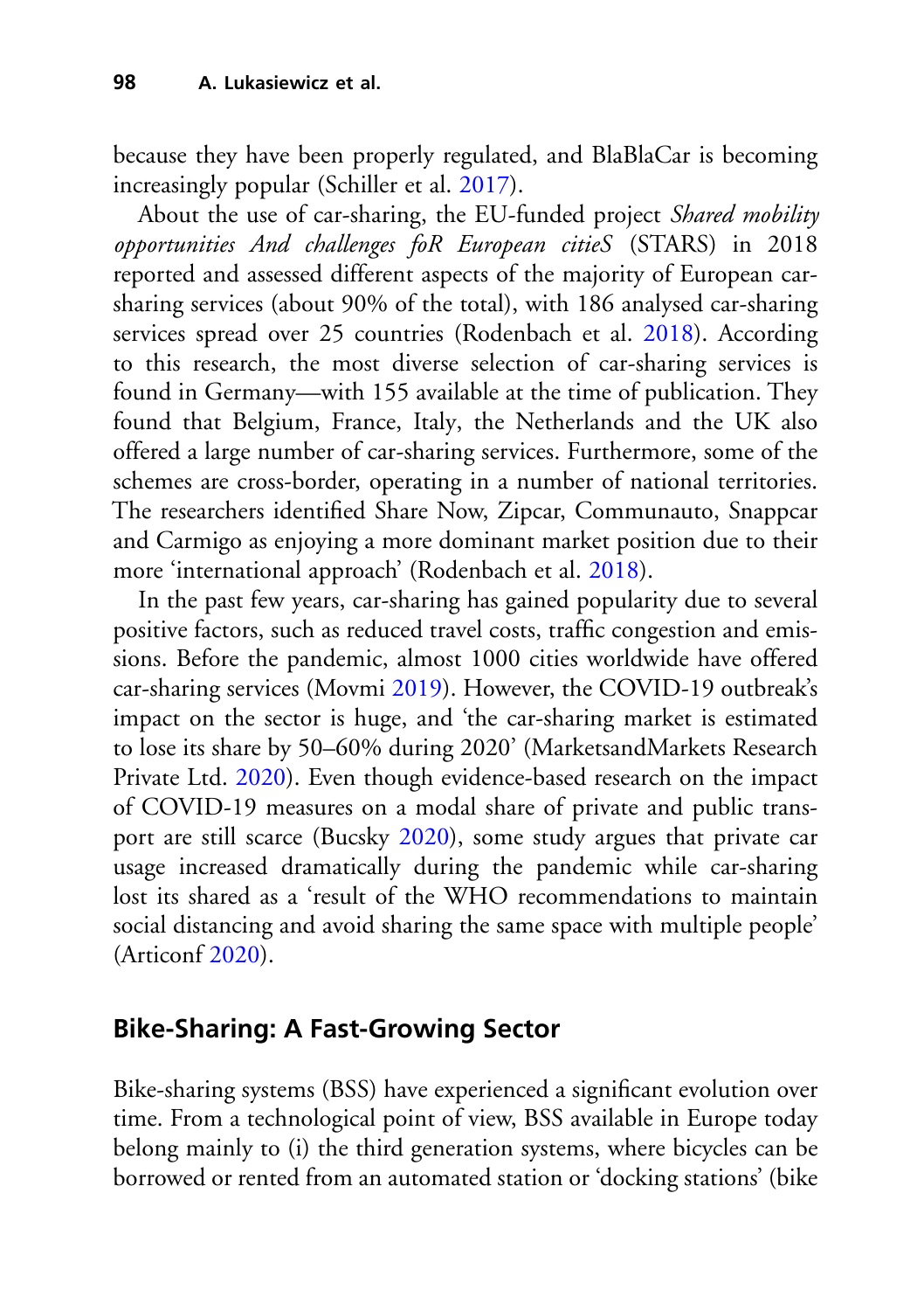because they have been properly regulated, and BlaBlaCar is becoming increasingly popular (Schiller et al. 2017).

About the use of car-sharing, the EU-funded project *Shared mobility opportunities And challenges foR European citieS* (STARS) in 2018 reported and assessed different aspects of the majority of European car-sharing services (about 90% of the total), with 186 analysed car-sharing services spread over 25 countries (Rodenbach et al. 2018). According to this research, the most diverse selection of car-sharing services is found in Germany—with 155 available at the time of publication. They found that Belgium, France, Italy, the Netherlands and the UK also offered a large number of car-sharing services. Furthermore, some of the schemes are cross-border, operating in a number of national territories. The researchers identified Share Now, Zipcar, Communauto, Snappcar and Carmigo as enjoying a more dominant market position due to their more 'international approach' (Rodenbach et al. 2018).

In the past few years, car-sharing has gained popularity due to several positive factors, such as reduced travel costs, traffic congestion and emissions. Before the pandemic, almost 1000 cities worldwide have offered car-sharing services (Movmi 2019). However, the COVID-19 outbreak's impact on the sector is huge, and 'the car-sharing market is estimated to lose its share by 50–60% during 2020' (MarketsandMarkets Research Private Ltd. 2020). Even though evidence-based research on the impact of COVID-19 measures on a modal share of private and public transport are still scarce (Bucsky 2020), some study argues that private car usage increased dramatically during the pandemic while car-sharing lost its shared as a 'result of the WHO recommendations to maintain social distancing and avoid sharing the same space with multiple people' (Articonf 2020).

## Bike-Sharing: A Fast-Growing Sector

Bike-sharing systems (BSS) have experienced a significant evolution over time. From a technological point of view, BSS available in Europe today belong mainly to (i) the third generation systems, where bicycles can be borrowed or rented from an automated station or 'docking stations' (bike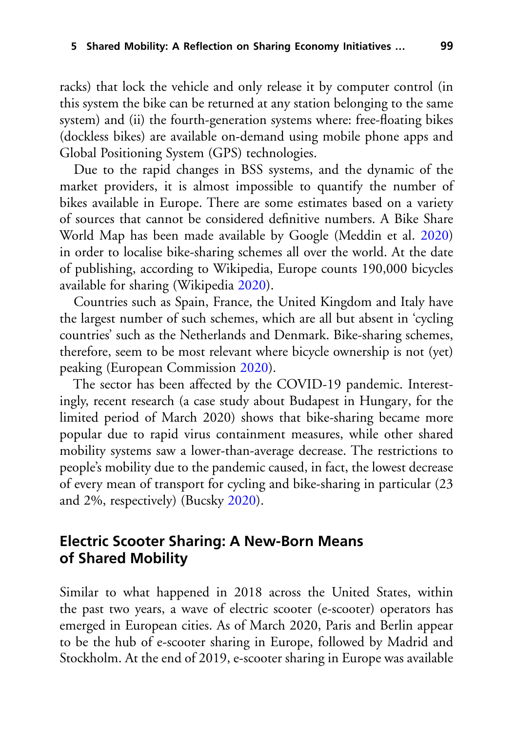racks) that lock the vehicle and only release it by computer control (in this system the bike can be returned at any station belonging to the same system) and (ii) the fourth-generation systems where: free-floating bikes (dockless bikes) are available on-demand using mobile phone apps and Global Positioning System (GPS) technologies.

Due to the rapid changes in BSS systems, and the dynamic of the market providers, it is almost impossible to quantify the number of bikes available in Europe. There are some estimates based on a variety of sources that cannot be considered definitive numbers. A Bike Share World Map has been made available by Google (Meddin et al. 2020) in order to localise bike-sharing schemes all over the world. At the date of publishing, according to Wikipedia, Europe counts 190,000 bicycles available for sharing (Wikipedia 2020).

Countries such as Spain, France, the United Kingdom and Italy have the largest number of such schemes, which are all but absent in 'cycling countries' such as the Netherlands and Denmark. Bike-sharing schemes, therefore, seem to be most relevant where bicycle ownership is not (yet) peaking (European Commission 2020).

The sector has been affected by the COVID-19 pandemic. Interestingly, recent research (a case study about Budapest in Hungary, for the limited period of March 2020) shows that bike-sharing became more popular due to rapid virus containment measures, while other shared mobility systems saw a lower-than-average decrease. The restrictions to people's mobility due to the pandemic caused, in fact, the lowest decrease of every mean of transport for cycling and bike-sharing in particular (23 and 2%, respectively) (Bucsky 2020).

## Electric Scooter Sharing: A New-Born Means of Shared Mobility

Similar to what happened in 2018 across the United States, within the past two years, a wave of electric scooter (e-scooter) operators has emerged in European cities. As of March 2020, Paris and Berlin appear to be the hub of e-scooter sharing in Europe, followed by Madrid and Stockholm. At the end of 2019, e-scooter sharing in Europe was available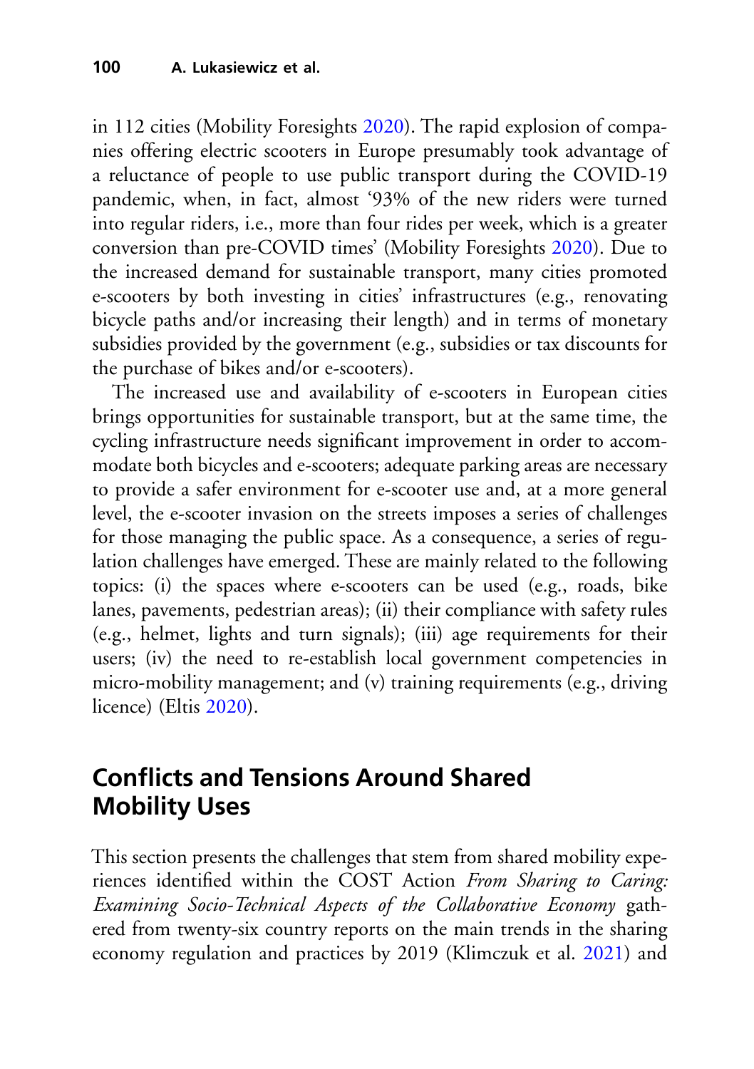in 112 cities (Mobility Foresights 2020). The rapid explosion of companies offering electric scooters in Europe presumably took advantage of a reluctance of people to use public transport during the COVID-19 pandemic, when, in fact, almost '93% of the new riders were turned into regular riders, i.e., more than four rides per week, which is a greater conversion than pre-COVID times' (Mobility Foresights 2020). Due to the increased demand for sustainable transport, many cities promoted e-scooters by both investing in cities' infrastructures (e.g., renovating bicycle paths and/or increasing their length) and in terms of monetary subsidies provided by the government (e.g., subsidies or tax discounts for the purchase of bikes and/or e-scooters).

The increased use and availability of e-scooters in European cities brings opportunities for sustainable transport, but at the same time, the cycling infrastructure needs significant improvement in order to accommodate both bicycles and e-scooters; adequate parking areas are necessary to provide a safer environment for e-scooter use and, at a more general level, the e-scooter invasion on the streets imposes a series of challenges for those managing the public space. As a consequence, a series of regulation challenges have emerged. These are mainly related to the following topics: (i) the spaces where e-scooters can be used (e.g., roads, bike lanes, pavements, pedestrian areas); (ii) their compliance with safety rules (e.g., helmet, lights and turn signals); (iii) age requirements for their users; (iv) the need to re-establish local government competencies in micro-mobility management; and (v) training requirements (e.g., driving licence) (Eltis 2020).

## Conflicts and Tensions Around Shared Mobility Uses

This section presents the challenges that stem from shared mobility experiences identified within the COST Action *From Sharing to Caring: Examining Socio-Technical Aspects of the Collaborative Economy* gathered from twenty-six country reports on the main trends in the sharing economy regulation and practices by 2019 (Klimczuk et al. 2021) and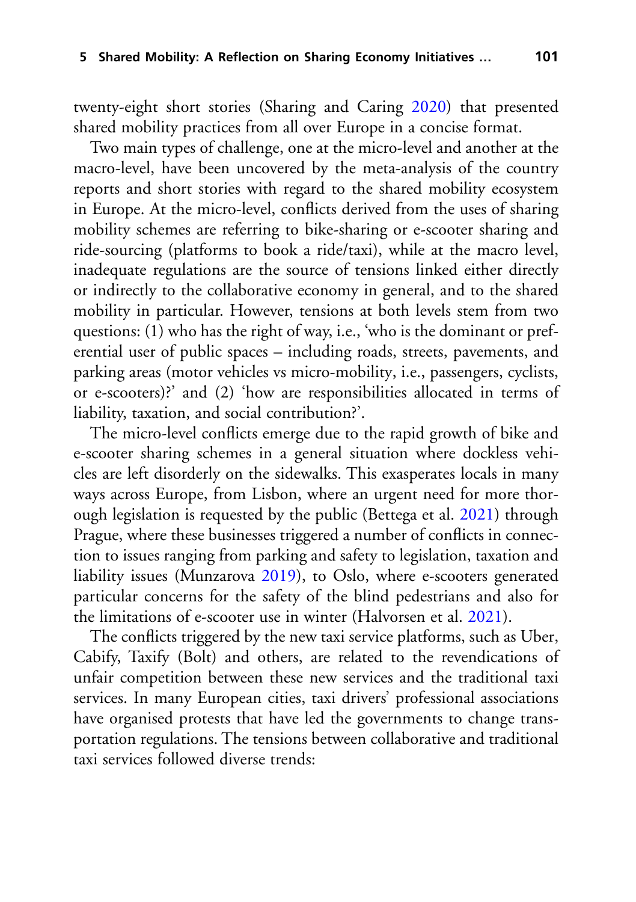twenty-eight short stories (Sharing and Caring 2020) that presented shared mobility practices from all over Europe in a concise format.

Two main types of challenge, one at the micro-level and another at the macro-level, have been uncovered by the meta-analysis of the country reports and short stories with regard to the shared mobility ecosystem in Europe. At the micro-level, conflicts derived from the uses of sharing mobility schemes are referring to bike-sharing or e-scooter sharing and ride-sourcing (platforms to book a ride/taxi), while at the macro level, inadequate regulations are the source of tensions linked either directly or indirectly to the collaborative economy in general, and to the shared mobility in particular. However, tensions at both levels stem from two questions: (1) who has the right of way, i.e., 'who is the dominant or preferential user of public spaces – including roads, streets, pavements, and parking areas (motor vehicles vs micro-mobility, i.e., passengers, cyclists, or e-scooters)?' and (2) 'how are responsibilities allocated in terms of liability, taxation, and social contribution?'.

The micro-level conflicts emerge due to the rapid growth of bike and e-scooter sharing schemes in a general situation where dockless vehicles are left disorderly on the sidewalks. This exasperates locals in many ways across Europe, from Lisbon, where an urgent need for more thorough legislation is requested by the public (Bettega et al. 2021) through Prague, where these businesses triggered a number of conflicts in connection to issues ranging from parking and safety to legislation, taxation and liability issues (Munzarova 2019), to Oslo, where e-scooters generated particular concerns for the safety of the blind pedestrians and also for the limitations of e-scooter use in winter (Halvorsen et al. 2021).

The conflicts triggered by the new taxi service platforms, such as Uber, Cabify, Taxify (Bolt) and others, are related to the revendications of unfair competition between these new services and the traditional taxi services. In many European cities, taxi drivers' professional associations have organised protests that have led the governments to change transportation regulations. The tensions between collaborative and traditional taxi services followed diverse trends: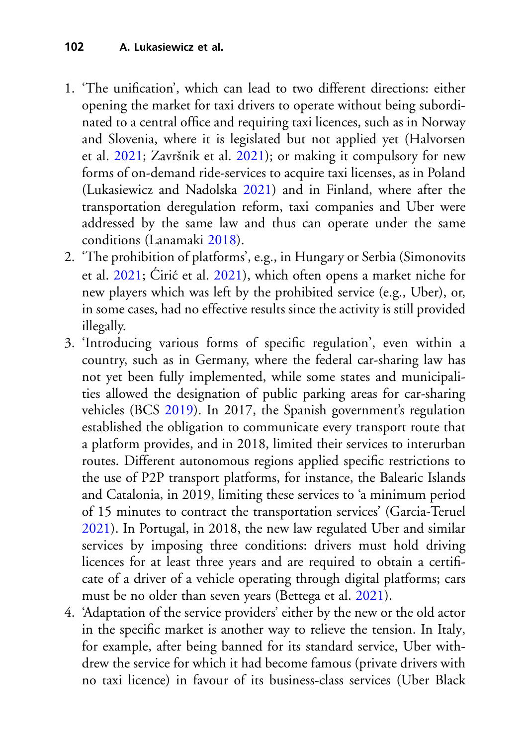1. 'The unification', which can lead to two different directions: either opening the market for taxi drivers to operate without being subordinated to a central office and requiring taxi licences, such as in Norway and Slovenia, where it is legislated but not applied yet (Halvorsen et al. 2021; Završnik et al. 2021); or making it compulsory for new forms of on-demand ride-services to acquire taxi licenses, as in Poland (Lukasiewicz and Nadolska 2021) and in Finland, where after the transportation deregulation reform, taxi companies and Uber were addressed by the same law and thus can operate under the same conditions (Lanamaki 2018).
2. 'The prohibition of platforms', e.g., in Hungary or Serbia (Simonovits et al. 2021; Ćirić et al. 2021), which often opens a market niche for new players which was left by the prohibited service (e.g., Uber), or, in some cases, had no effective results since the activity is still provided illegally.
3. 'Introducing various forms of specific regulation', even within a country, such as in Germany, where the federal car-sharing law has not yet been fully implemented, while some states and municipalities allowed the designation of public parking areas for car-sharing vehicles (BCS 2019). In 2017, the Spanish government's regulation established the obligation to communicate every transport route that a platform provides, and in 2018, limited their services to interurban routes. Different autonomous regions applied specific restrictions to the use of P2P transport platforms, for instance, the Balearic Islands and Catalonia, in 2019, limiting these services to 'a minimum period of 15 minutes to contract the transportation services' (Garcia-Teruel 2021). In Portugal, in 2018, the new law regulated Uber and similar services by imposing three conditions: drivers must hold driving licences for at least three years and are required to obtain a certificate of a driver of a vehicle operating through digital platforms; cars must be no older than seven years (Bettega et al. 2021).
4. 'Adaptation of the service providers' either by the new or the old actor in the specific market is another way to relieve the tension. In Italy, for example, after being banned for its standard service, Uber withdrew the service for which it had become famous (private drivers with no taxi licence) in favour of its business-class services (Uber Black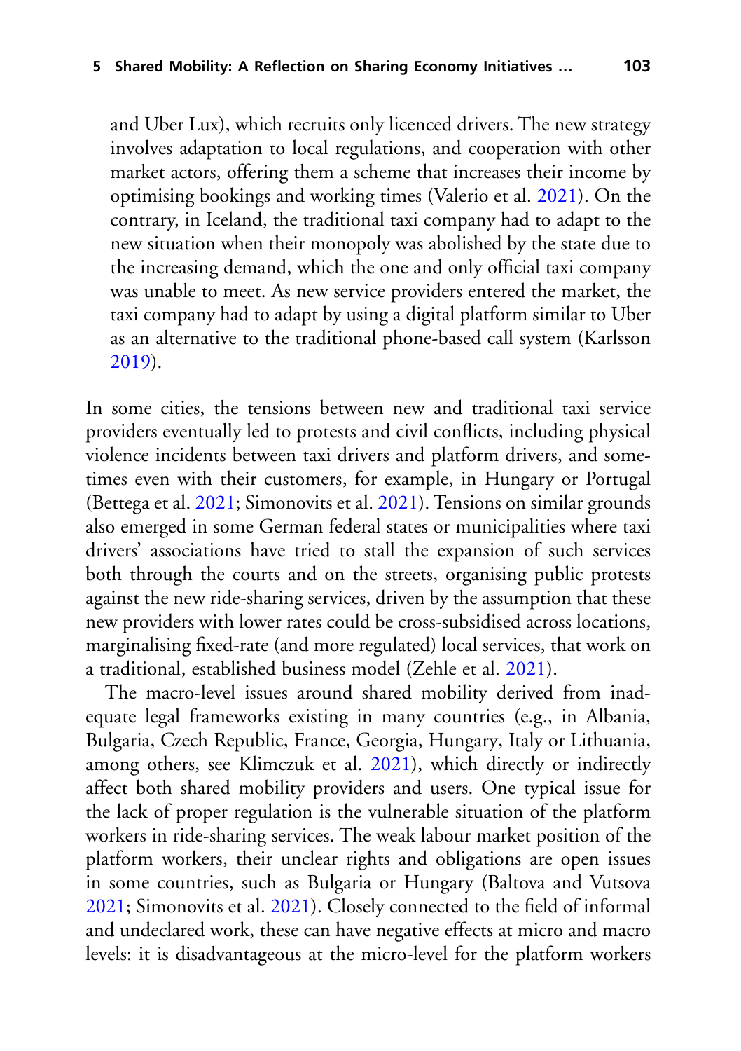and Uber Lux), which recruits only licenced drivers. The new strategy involves adaptation to local regulations, and cooperation with other market actors, offering them a scheme that increases their income by optimising bookings and working times (Valerio et al. 2021). On the contrary, in Iceland, the traditional taxi company had to adapt to the new situation when their monopoly was abolished by the state due to the increasing demand, which the one and only official taxi company was unable to meet. As new service providers entered the market, the taxi company had to adapt by using a digital platform similar to Uber as an alternative to the traditional phone-based call system (Karlsson 2019).

In some cities, the tensions between new and traditional taxi service providers eventually led to protests and civil conflicts, including physical violence incidents between taxi drivers and platform drivers, and sometimes even with their customers, for example, in Hungary or Portugal (Bettega et al. 2021; Simonovits et al. 2021). Tensions on similar grounds also emerged in some German federal states or municipalities where taxi drivers' associations have tried to stall the expansion of such services both through the courts and on the streets, organising public protests against the new ride-sharing services, driven by the assumption that these new providers with lower rates could be cross-subsidised across locations, marginalising fixed-rate (and more regulated) local services, that work on a traditional, established business model (Zehle et al. 2021).

The macro-level issues around shared mobility derived from inadequate legal frameworks existing in many countries (e.g., in Albania, Bulgaria, Czech Republic, France, Georgia, Hungary, Italy or Lithuania, among others, see Klimczuk et al. 2021), which directly or indirectly affect both shared mobility providers and users. One typical issue for the lack of proper regulation is the vulnerable situation of the platform workers in ride-sharing services. The weak labour market position of the platform workers, their unclear rights and obligations are open issues in some countries, such as Bulgaria or Hungary (Baltova and Vutsova 2021; Simonovits et al. 2021). Closely connected to the field of informal and undeclared work, these can have negative effects at micro and macro levels: it is disadvantageous at the micro-level for the platform workers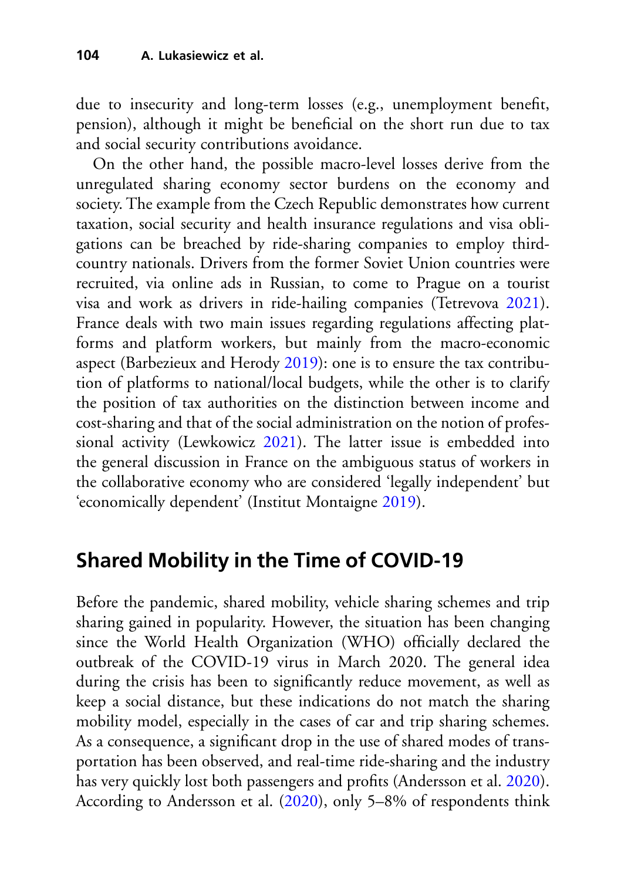due to insecurity and long-term losses (e.g., unemployment benefit, pension), although it might be beneficial on the short run due to tax and social security contributions avoidance.

On the other hand, the possible macro-level losses derive from the unregulated sharing economy sector burdens on the economy and society. The example from the Czech Republic demonstrates how current taxation, social security and health insurance regulations and visa obligations can be breached by ride-sharing companies to employ third-country nationals. Drivers from the former Soviet Union countries were recruited, via online ads in Russian, to come to Prague on a tourist visa and work as drivers in ride-hailing companies (Tetrevova 2021). France deals with two main issues regarding regulations affecting platforms and platform workers, but mainly from the macro-economic aspect (Barbezieux and Herody 2019): one is to ensure the tax contribution of platforms to national/local budgets, while the other is to clarify the position of tax authorities on the distinction between income and cost-sharing and that of the social administration on the notion of professional activity (Lewkowicz 2021). The latter issue is embedded into the general discussion in France on the ambiguous status of workers in the collaborative economy who are considered 'legally independent' but 'economically dependent' (Institut Montaigne 2019).

## Shared Mobility in the Time of COVID-19

Before the pandemic, shared mobility, vehicle sharing schemes and trip sharing gained in popularity. However, the situation has been changing since the World Health Organization (WHO) officially declared the outbreak of the COVID-19 virus in March 2020. The general idea during the crisis has been to significantly reduce movement, as well as keep a social distance, but these indications do not match the sharing mobility model, especially in the cases of car and trip sharing schemes. As a consequence, a significant drop in the use of shared modes of transportation has been observed, and real-time ride-sharing and the industry has very quickly lost both passengers and profits (Andersson et al. 2020). According to Andersson et al. (2020), only 5–8% of respondents think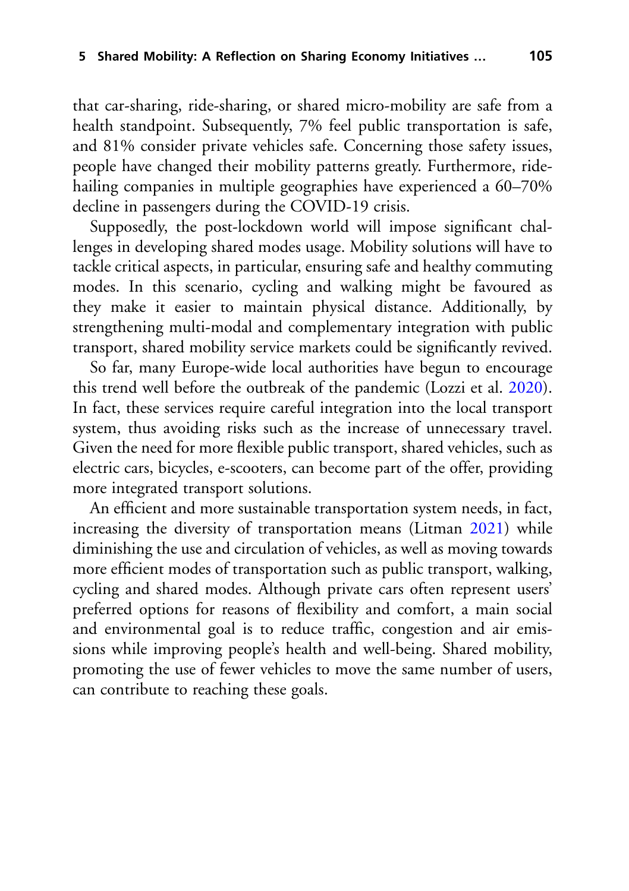that car-sharing, ride-sharing, or shared micro-mobility are safe from a health standpoint. Subsequently, 7% feel public transportation is safe, and 81% consider private vehicles safe. Concerning those safety issues, people have changed their mobility patterns greatly. Furthermore, ride-hailing companies in multiple geographies have experienced a 60–70% decline in passengers during the COVID-19 crisis.

Supposedly, the post-lockdown world will impose significant challenges in developing shared modes usage. Mobility solutions will have to tackle critical aspects, in particular, ensuring safe and healthy commuting modes. In this scenario, cycling and walking might be favoured as they make it easier to maintain physical distance. Additionally, by strengthening multi-modal and complementary integration with public transport, shared mobility service markets could be significantly revived.

So far, many Europe-wide local authorities have begun to encourage this trend well before the outbreak of the pandemic (Lozzi et al. 2020). In fact, these services require careful integration into the local transport system, thus avoiding risks such as the increase of unnecessary travel. Given the need for more flexible public transport, shared vehicles, such as electric cars, bicycles, e-scooters, can become part of the offer, providing more integrated transport solutions.

An efficient and more sustainable transportation system needs, in fact, increasing the diversity of transportation means (Litman 2021) while diminishing the use and circulation of vehicles, as well as moving towards more efficient modes of transportation such as public transport, walking, cycling and shared modes. Although private cars often represent users' preferred options for reasons of flexibility and comfort, a main social and environmental goal is to reduce traffic, congestion and air emissions while improving people's health and well-being. Shared mobility, promoting the use of fewer vehicles to move the same number of users, can contribute to reaching these goals.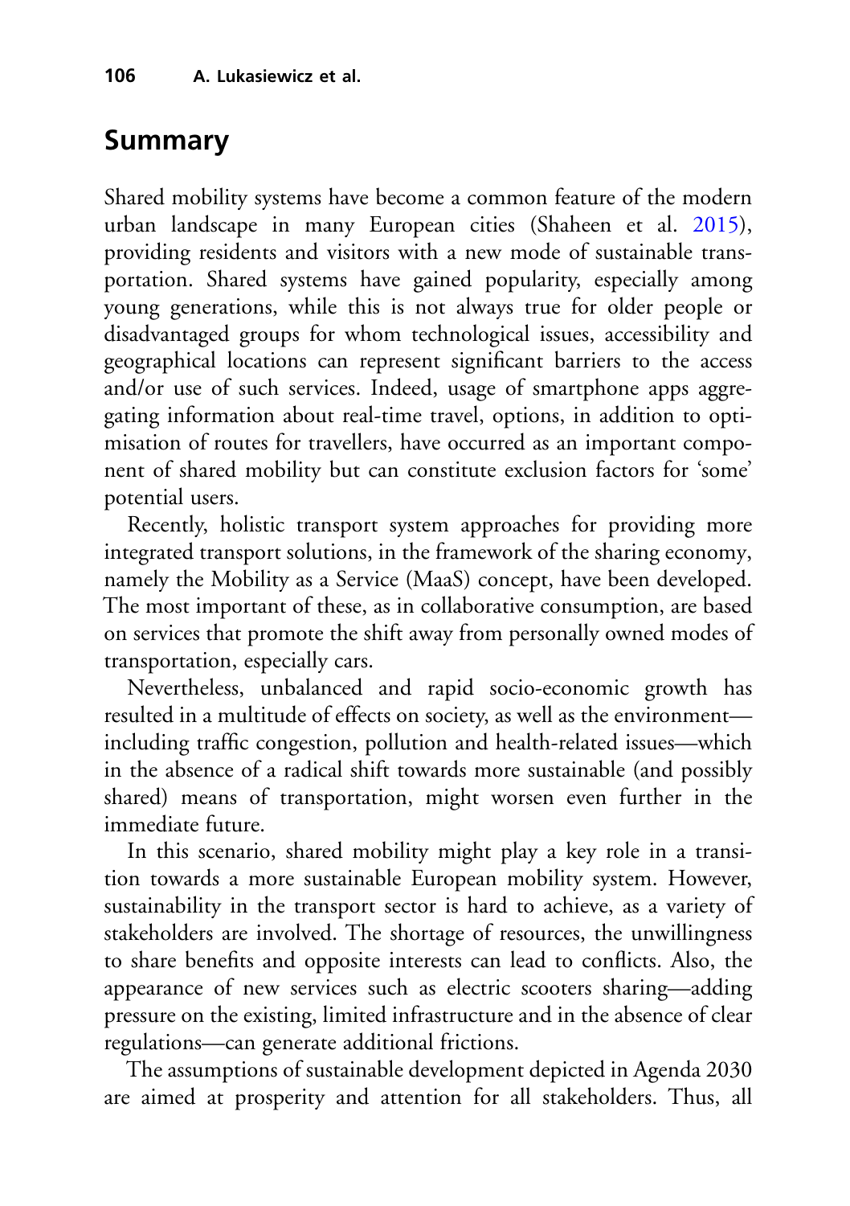## Summary

Shared mobility systems have become a common feature of the modern urban landscape in many European cities (Shaheen et al. 2015), providing residents and visitors with a new mode of sustainable transportation. Shared systems have gained popularity, especially among young generations, while this is not always true for older people or disadvantaged groups for whom technological issues, accessibility and geographical locations can represent significant barriers to the access and/or use of such services. Indeed, usage of smartphone apps aggregating information about real-time travel, options, in addition to optimisation of routes for travellers, have occurred as an important component of shared mobility but can constitute exclusion factors for 'some' potential users.

Recently, holistic transport system approaches for providing more integrated transport solutions, in the framework of the sharing economy, namely the Mobility as a Service (MaaS) concept, have been developed. The most important of these, as in collaborative consumption, are based on services that promote the shift away from personally owned modes of transportation, especially cars.

Nevertheless, unbalanced and rapid socio-economic growth has resulted in a multitude of effects on society, as well as the environment—including traffic congestion, pollution and health-related issues—which in the absence of a radical shift towards more sustainable (and possibly shared) means of transportation, might worsen even further in the immediate future.

In this scenario, shared mobility might play a key role in a transition towards a more sustainable European mobility system. However, sustainability in the transport sector is hard to achieve, as a variety of stakeholders are involved. The shortage of resources, the unwillingness to share benefits and opposite interests can lead to conflicts. Also, the appearance of new services such as electric scooters sharing—adding pressure on the existing, limited infrastructure and in the absence of clear regulations—can generate additional frictions.

The assumptions of sustainable development depicted in Agenda 2030 are aimed at prosperity and attention for all stakeholders. Thus, all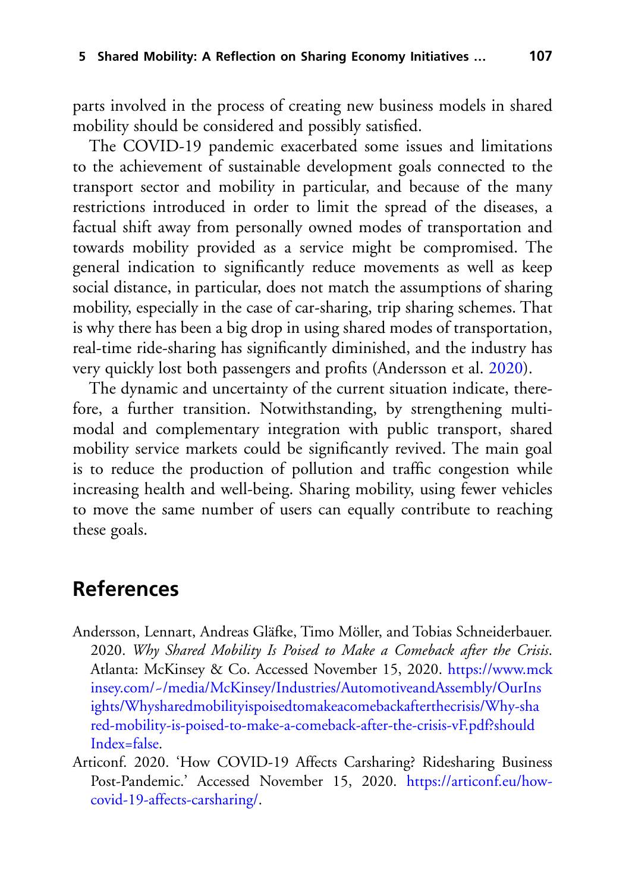parts involved in the process of creating new business models in shared mobility should be considered and possibly satisfied.

The COVID-19 pandemic exacerbated some issues and limitations to the achievement of sustainable development goals connected to the transport sector and mobility in particular, and because of the many restrictions introduced in order to limit the spread of the diseases, a factual shift away from personally owned modes of transportation and towards mobility provided as a service might be compromised. The general indication to significantly reduce movements as well as keep social distance, in particular, does not match the assumptions of sharing mobility, especially in the case of car-sharing, trip sharing schemes. That is why there has been a big drop in using shared modes of transportation, real-time ride-sharing has significantly diminished, and the industry has very quickly lost both passengers and profits (Andersson et al. 2020).

The dynamic and uncertainty of the current situation indicate, therefore, a further transition. Notwithstanding, by strengthening multimodal and complementary integration with public transport, shared mobility service markets could be significantly revived. The main goal is to reduce the production of pollution and traffic congestion while increasing health and well-being. Sharing mobility, using fewer vehicles to move the same number of users can equally contribute to reaching these goals.

## References

Andersson, Lennart, Andreas Gläfke, Timo Möller, and Tobias Schneiderbauer. 2020. *Why Shared Mobility Is Poised to Make a Comeback after the Crisis*. Atlanta: McKinsey & Co. Accessed November 15, 2020. https://www.mckinsey.com/~/media/McKinsey/Industries/AutomotiveandAssembly/OurInsights/Whysharedmobilityispoisedtomakeacomebackafterthecrisis/Why-shared-mobility-is-poised-to-make-a-comeback-after-the-crisis-vF.pdf?shouldIndex=false.

Articonf. 2020. 'How COVID-19 Affects Carsharing? Ridesharing Business Post-Pandemic.' Accessed November 15, 2020. https://articonf.eu/how-covid-19-affects-carsharing/.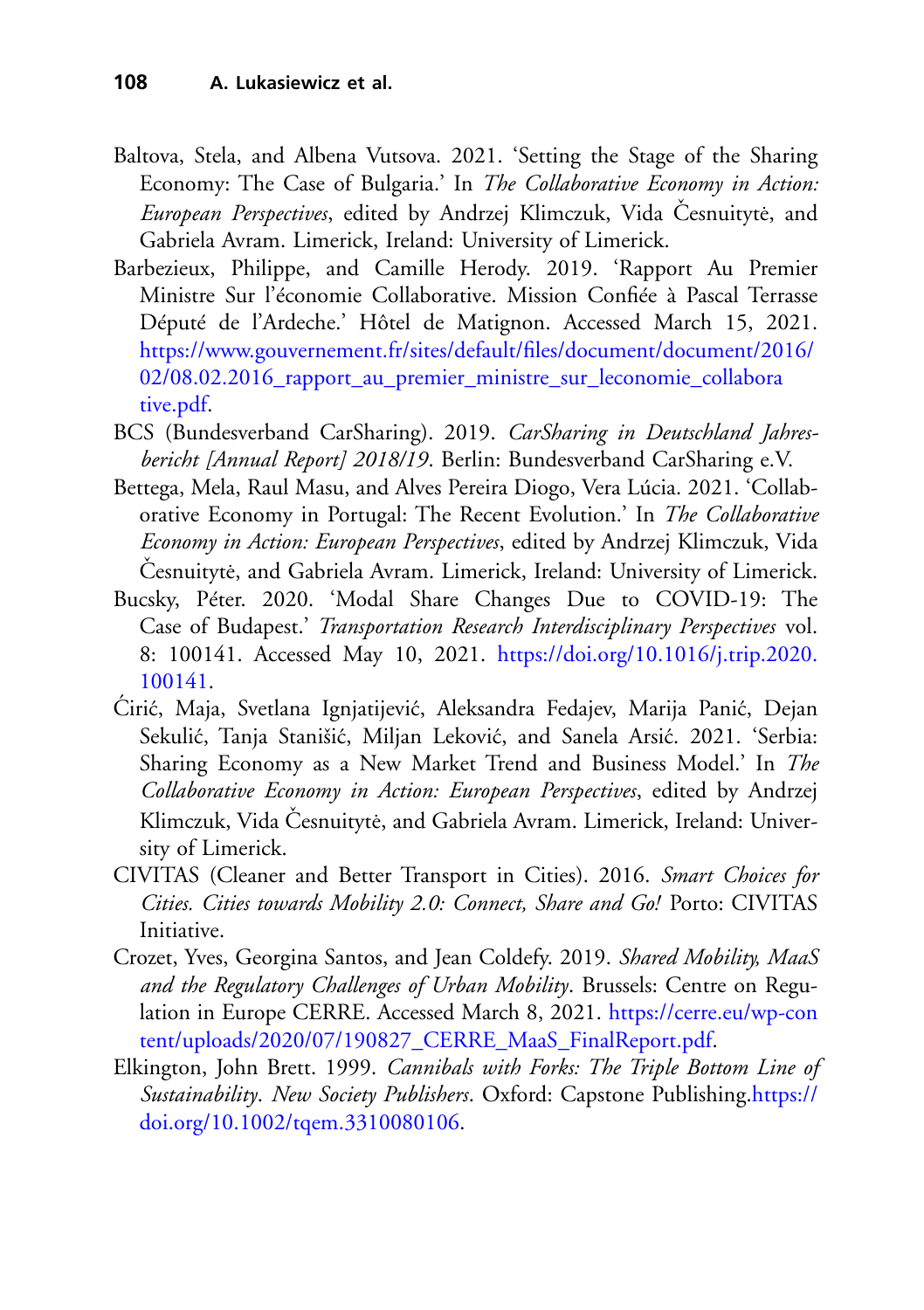Baltova, Stela, and Albena Vutsova. 2021. 'Setting the Stage of the Sharing Economy: The Case of Bulgaria.' In *The Collaborative Economy in Action: European Perspectives*, edited by Andrzej Klimczuk, Vida Česnuitytė, and Gabriela Avram. Limerick, Ireland: University of Limerick.

Barbezieux, Philippe, and Camille Herody. 2019. 'Rapport Au Premier Ministre Sur l'économie Collaborative. Mission Confiée à Pascal Terrasse Député de l'Ardeche.' Hôtel de Matignon. Accessed March 15, 2021. https://www.gouvernement.fr/sites/default/files/document/document/2016/02/08.02.2016_rapport_au_premier_ministre_sur_leconomie_collaborative.pdf.

BCS (Bundesverband CarSharing). 2019. *CarSharing in Deutschland Jahresbericht [Annual Report] 2018/19*. Berlin: Bundesverband CarSharing e.V.

Bettega, Mela, Raul Masu, and Alves Pereira Diogo, Vera Lúcia. 2021. 'Collaborative Economy in Portugal: The Recent Evolution.' In *The Collaborative Economy in Action: European Perspectives*, edited by Andrzej Klimczuk, Vida Česnuitytė, and Gabriela Avram. Limerick, Ireland: University of Limerick.

Bucsky, Péter. 2020. 'Modal Share Changes Due to COVID-19: The Case of Budapest.' *Transportation Research Interdisciplinary Perspectives* vol. 8: 100141. Accessed May 10, 2021. https://doi.org/10.1016/j.trip.2020.100141.

Ćirić, Maja, Svetlana Ignjatijević, Aleksandra Fedajev, Marija Panić, Dejan Sekulić, Tanja Stanišić, Miljan Leković, and Sanela Arsić. 2021. 'Serbia: Sharing Economy as a New Market Trend and Business Model.' In *The Collaborative Economy in Action: European Perspectives*, edited by Andrzej Klimczuk, Vida Česnuitytė, and Gabriela Avram. Limerick, Ireland: University of Limerick.

CIVITAS (Cleaner and Better Transport in Cities). 2016. *Smart Choices for Cities. Cities towards Mobility 2.0: Connect, Share and Go!* Porto: CIVITAS Initiative.

Crozet, Yves, Georgina Santos, and Jean Coldefy. 2019. *Shared Mobility, MaaS and the Regulatory Challenges of Urban Mobility*. Brussels: Centre on Regulation in Europe CERRE. Accessed March 8, 2021. https://cerre.eu/wp-content/uploads/2020/07/190827_CERRE_MaaS_FinalReport.pdf.

Elkington, John Brett. 1999. *Cannibals with Forks: The Triple Bottom Line of Sustainability*. *New Society Publishers*. Oxford: Capstone Publishing.https://doi.org/10.1002/tqem.3310080106.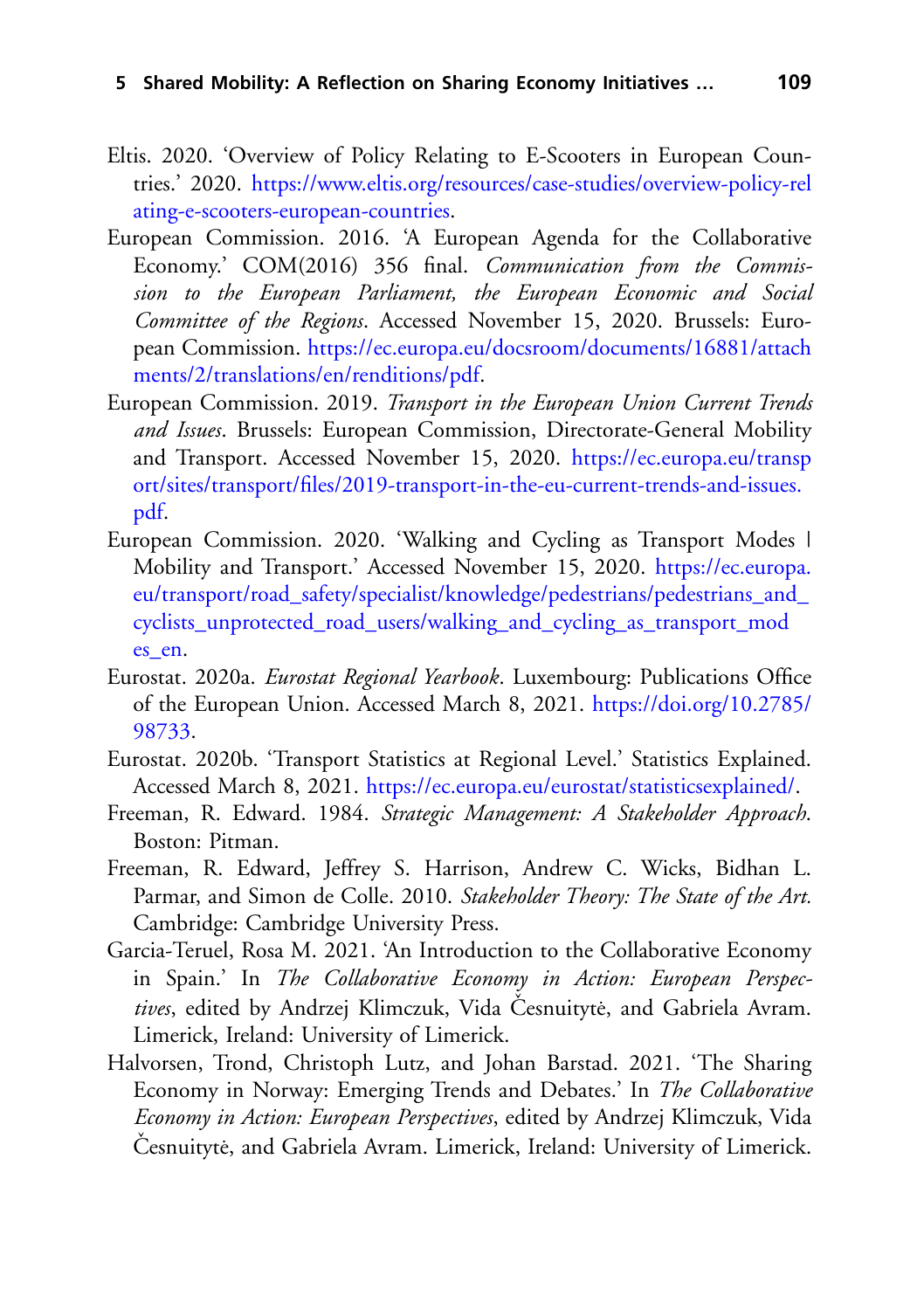Eltis. 2020. 'Overview of Policy Relating to E-Scooters in European Countries.' 2020. https://www.eltis.org/resources/case-studies/overview-policy-relating-e-scooters-european-countries.

European Commission. 2016. 'A European Agenda for the Collaborative Economy.' COM(2016) 356 final. *Communication from the Commission to the European Parliament, the European Economic and Social Committee of the Regions*. Accessed November 15, 2020. Brussels: European Commission. https://ec.europa.eu/docsroom/documents/16881/attachments/2/translations/en/renditions/pdf.

European Commission. 2019. *Transport in the European Union Current Trends and Issues*. Brussels: European Commission, Directorate-General Mobility and Transport. Accessed November 15, 2020. https://ec.europa.eu/transport/sites/transport/files/2019-transport-in-the-eu-current-trends-and-issues.pdf.

European Commission. 2020. 'Walking and Cycling as Transport Modes | Mobility and Transport.' Accessed November 15, 2020. https://ec.europa.eu/transport/road_safety/specialist/knowledge/pedestrians/pedestrians_and_cyclists_unprotected_road_users/walking_and_cycling_as_transport_modes_en.

Eurostat. 2020a. *Eurostat Regional Yearbook*. Luxembourg: Publications Office of the European Union. Accessed March 8, 2021. https://doi.org/10.2785/98733.

Eurostat. 2020b. 'Transport Statistics at Regional Level.' Statistics Explained. Accessed March 8, 2021. https://ec.europa.eu/eurostat/statisticsexplained/.

Freeman, R. Edward. 1984. *Strategic Management: A Stakeholder Approach*. Boston: Pitman.

Freeman, R. Edward, Jeffrey S. Harrison, Andrew C. Wicks, Bidhan L. Parmar, and Simon de Colle. 2010. *Stakeholder Theory: The State of the Art.* Cambridge: Cambridge University Press.

Garcia-Teruel, Rosa M. 2021. 'An Introduction to the Collaborative Economy in Spain.' In *The Collaborative Economy in Action: European Perspectives*, edited by Andrzej Klimczuk, Vida Česnuitytė, and Gabriela Avram. Limerick, Ireland: University of Limerick.

Halvorsen, Trond, Christoph Lutz, and Johan Barstad. 2021. 'The Sharing Economy in Norway: Emerging Trends and Debates.' In *The Collaborative Economy in Action: European Perspectives*, edited by Andrzej Klimczuk, Vida Česnuitytė, and Gabriela Avram. Limerick, Ireland: University of Limerick.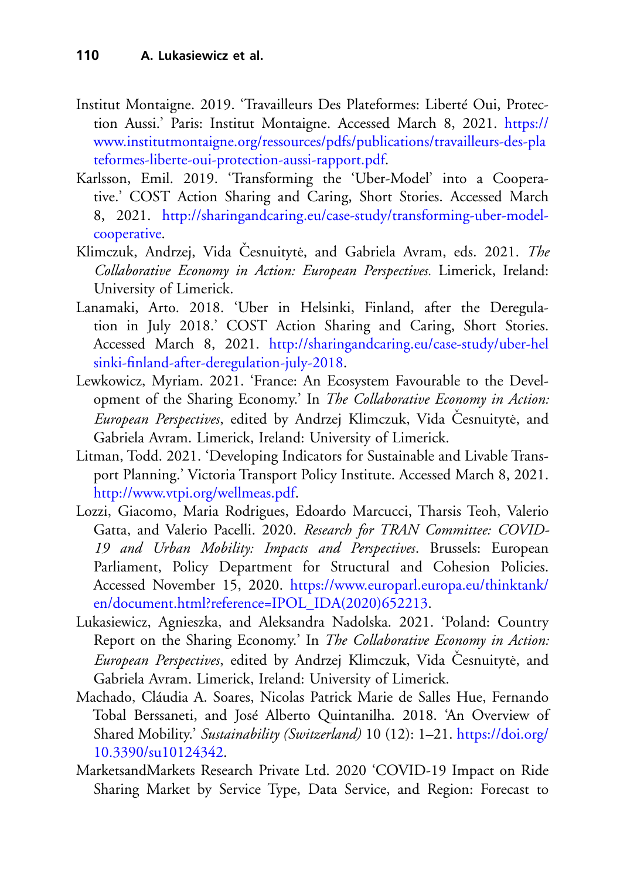Institut Montaigne. 2019. 'Travailleurs Des Plateformes: Liberté Oui, Protection Aussi.' Paris: Institut Montaigne. Accessed March 8, 2021. https://www.institutmontaigne.org/ressources/pdfs/publications/travailleurs-des-plateformes-liberte-oui-protection-aussi-rapport.pdf.

Karlsson, Emil. 2019. 'Transforming the 'Uber-Model' into a Cooperative.' COST Action Sharing and Caring, Short Stories. Accessed March 8, 2021. http://sharingandcaring.eu/case-study/transforming-uber-model-cooperative.

Klimczuk, Andrzej, Vida Česnuitytė, and Gabriela Avram, eds. 2021. *The Collaborative Economy in Action: European Perspectives.* Limerick, Ireland: University of Limerick.

Lanamaki, Arto. 2018. 'Uber in Helsinki, Finland, after the Deregulation in July 2018.' COST Action Sharing and Caring, Short Stories. Accessed March 8, 2021. http://sharingandcaring.eu/case-study/uber-helsinki-finland-after-deregulation-july-2018.

Lewkowicz, Myriam. 2021. 'France: An Ecosystem Favourable to the Development of the Sharing Economy.' In *The Collaborative Economy in Action: European Perspectives*, edited by Andrzej Klimczuk, Vida Česnuitytė, and Gabriela Avram. Limerick, Ireland: University of Limerick.

Litman, Todd. 2021. 'Developing Indicators for Sustainable and Livable Transport Planning.' Victoria Transport Policy Institute. Accessed March 8, 2021. http://www.vtpi.org/wellmeas.pdf.

Lozzi, Giacomo, Maria Rodrigues, Edoardo Marcucci, Tharsis Teoh, Valerio Gatta, and Valerio Pacelli. 2020. *Research for TRAN Committee: COVID-19 and Urban Mobility: Impacts and Perspectives*. Brussels: European Parliament, Policy Department for Structural and Cohesion Policies. Accessed November 15, 2020. https://www.europarl.europa.eu/thinktank/en/document.html?reference=IPOL_IDA(2020)652213.

Lukasiewicz, Agnieszka, and Aleksandra Nadolska. 2021. 'Poland: Country Report on the Sharing Economy.' In *The Collaborative Economy in Action: European Perspectives*, edited by Andrzej Klimczuk, Vida Česnuitytė, and Gabriela Avram. Limerick, Ireland: University of Limerick.

Machado, Cláudia A. Soares, Nicolas Patrick Marie de Salles Hue, Fernando Tobal Berssaneti, and José Alberto Quintanilha. 2018. 'An Overview of Shared Mobility.' *Sustainability (Switzerland)* 10 (12): 1–21. https://doi.org/10.3390/su10124342.

MarketsandMarkets Research Private Ltd. 2020 'COVID-19 Impact on Ride Sharing Market by Service Type, Data Service, and Region: Forecast to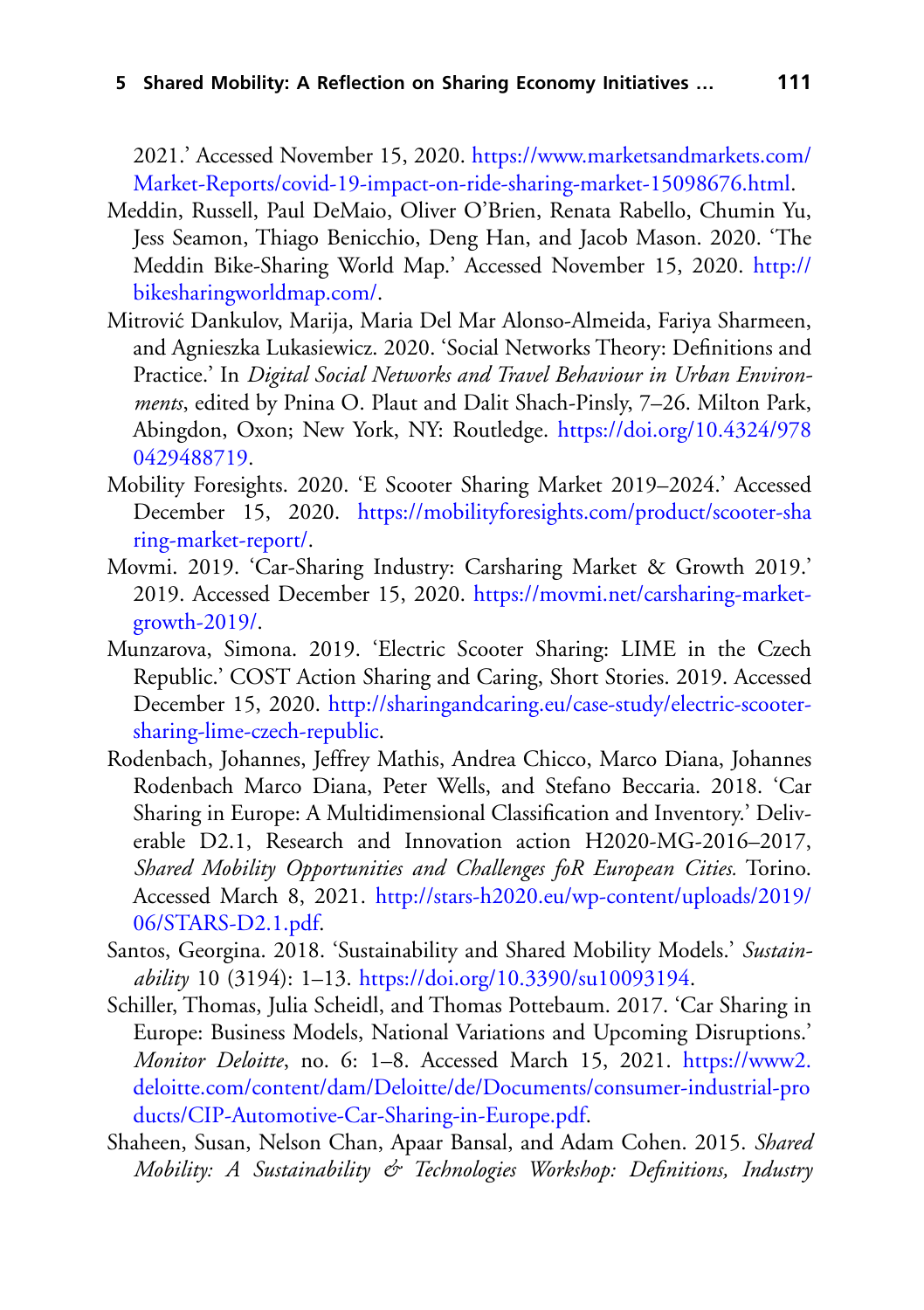2021.' Accessed November 15, 2020. https://www.marketsandmarkets.com/Market-Reports/covid-19-impact-on-ride-sharing-market-15098676.html.

Meddin, Russell, Paul DeMaio, Oliver O'Brien, Renata Rabello, Chumin Yu, Jess Seamon, Thiago Benicchio, Deng Han, and Jacob Mason. 2020. 'The Meddin Bike-Sharing World Map.' Accessed November 15, 2020. http://bikesharingworldmap.com/.

Mitrović Dankulov, Marija, Maria Del Mar Alonso-Almeida, Fariya Sharmeen, and Agnieszka Lukasiewicz. 2020. 'Social Networks Theory: Definitions and Practice.' In *Digital Social Networks and Travel Behaviour in Urban Environments*, edited by Pnina O. Plaut and Dalit Shach-Pinsly, 7–26. Milton Park, Abingdon, Oxon; New York, NY: Routledge. https://doi.org/10.4324/9780429488719.

Mobility Foresights. 2020. 'E Scooter Sharing Market 2019–2024.' Accessed December 15, 2020. https://mobilityforesights.com/product/scooter-sharing-market-report/.

Movmi. 2019. 'Car-Sharing Industry: Carsharing Market & Growth 2019.' 2019. Accessed December 15, 2020. https://movmi.net/carsharing-market-growth-2019/.

Munzarova, Simona. 2019. 'Electric Scooter Sharing: LIME in the Czech Republic.' COST Action Sharing and Caring, Short Stories. 2019. Accessed December 15, 2020. http://sharingandcaring.eu/case-study/electric-scooter-sharing-lime-czech-republic.

Rodenbach, Johannes, Jeffrey Mathis, Andrea Chicco, Marco Diana, Johannes Rodenbach Marco Diana, Peter Wells, and Stefano Beccaria. 2018. 'Car Sharing in Europe: A Multidimensional Classification and Inventory.' Deliverable D2.1, Research and Innovation action H2020-MG-2016–2017, *Shared Mobility Opportunities and Challenges foR European Cities.* Torino. Accessed March 8, 2021. http://stars-h2020.eu/wp-content/uploads/2019/06/STARS-D2.1.pdf.

Santos, Georgina. 2018. 'Sustainability and Shared Mobility Models.' *Sustainability* 10 (3194): 1–13. https://doi.org/10.3390/su10093194.

Schiller, Thomas, Julia Scheidl, and Thomas Pottebaum. 2017. 'Car Sharing in Europe: Business Models, National Variations and Upcoming Disruptions.' *Monitor Deloitte*, no. 6: 1–8. Accessed March 15, 2021. https://www2.deloitte.com/content/dam/Deloitte/de/Documents/consumer-industrial-products/CIP-Automotive-Car-Sharing-in-Europe.pdf.

Shaheen, Susan, Nelson Chan, Apaar Bansal, and Adam Cohen. 2015. *Shared Mobility: A Sustainability & Technologies Workshop: Definitions, Industry*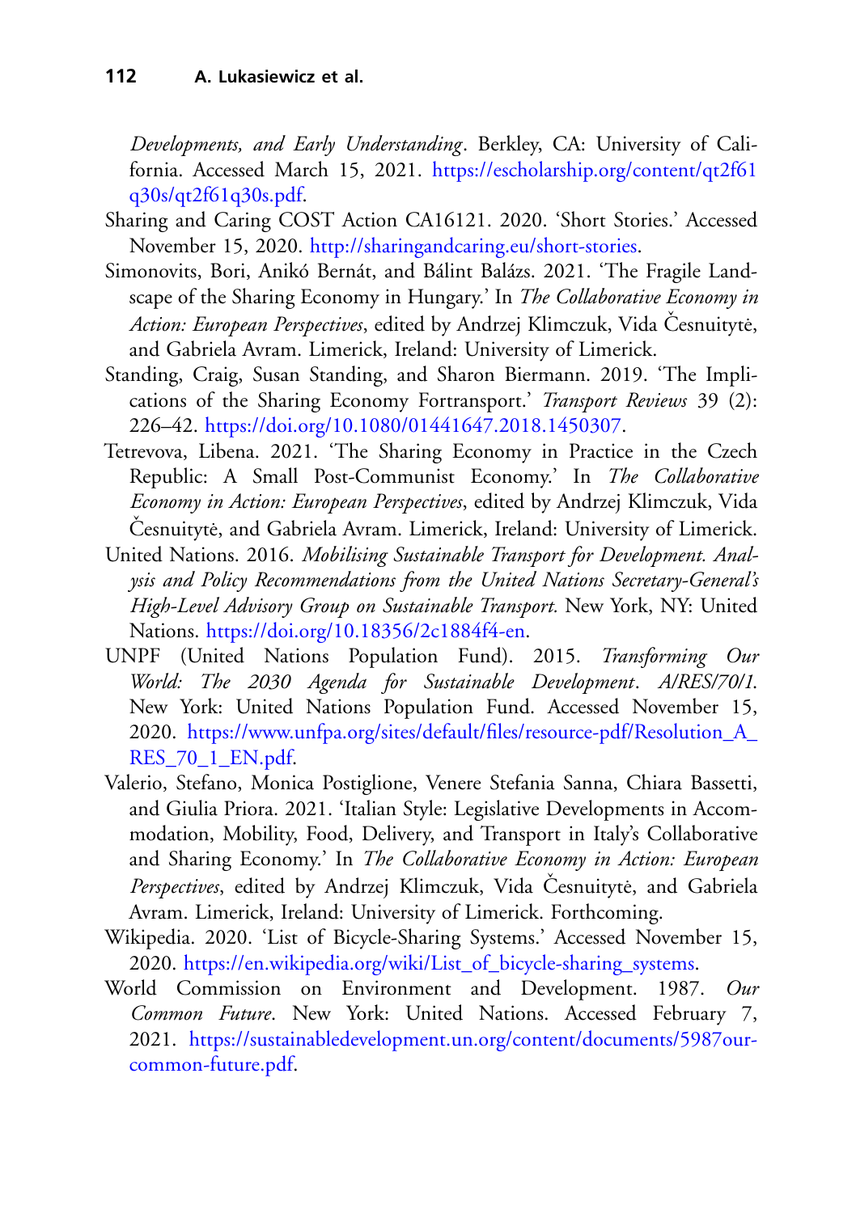*Developments, and Early Understanding*. Berkley, CA: University of California. Accessed March 15, 2021. https://escholarship.org/content/qt2f61q30s/qt2f61q30s.pdf.

Sharing and Caring COST Action CA16121. 2020. 'Short Stories.' Accessed November 15, 2020. http://sharingandcaring.eu/short-stories.

Simonovits, Bori, Anikó Bernát, and Bálint Balázs. 2021. 'The Fragile Landscape of the Sharing Economy in Hungary.' In *The Collaborative Economy in Action: European Perspectives*, edited by Andrzej Klimczuk, Vida Česnuitytė, and Gabriela Avram. Limerick, Ireland: University of Limerick.

Standing, Craig, Susan Standing, and Sharon Biermann. 2019. 'The Implications of the Sharing Economy Fortransport.' *Transport Reviews* 39 (2): 226–42. https://doi.org/10.1080/01441647.2018.1450307.

Tetrevova, Libena. 2021. 'The Sharing Economy in Practice in the Czech Republic: A Small Post-Communist Economy.' In *The Collaborative Economy in Action: European Perspectives*, edited by Andrzej Klimczuk, Vida Česnuitytė, and Gabriela Avram. Limerick, Ireland: University of Limerick.

United Nations. 2016. *Mobilising Sustainable Transport for Development. Analysis and Policy Recommendations from the United Nations Secretary-General's High-Level Advisory Group on Sustainable Transport.* New York, NY: United Nations. https://doi.org/10.18356/2c1884f4-en.

UNPF (United Nations Population Fund). 2015. *Transforming Our World: The 2030 Agenda for Sustainable Development*. *A/RES/70/1.* New York: United Nations Population Fund. Accessed November 15, 2020. https://www.unfpa.org/sites/default/files/resource-pdf/Resolution_A_RES_70_1_EN.pdf.

Valerio, Stefano, Monica Postiglione, Venere Stefania Sanna, Chiara Bassetti, and Giulia Priora. 2021. 'Italian Style: Legislative Developments in Accommodation, Mobility, Food, Delivery, and Transport in Italy's Collaborative and Sharing Economy.' In *The Collaborative Economy in Action: European Perspectives*, edited by Andrzej Klimczuk, Vida Česnuitytė, and Gabriela Avram. Limerick, Ireland: University of Limerick. Forthcoming.

Wikipedia. 2020. 'List of Bicycle-Sharing Systems.' Accessed November 15, 2020. https://en.wikipedia.org/wiki/List_of_bicycle-sharing_systems.

World Commission on Environment and Development. 1987. *Our Common Future*. New York: United Nations. Accessed February 7, 2021. https://sustainabledevelopment.un.org/content/documents/5987our-common-future.pdf.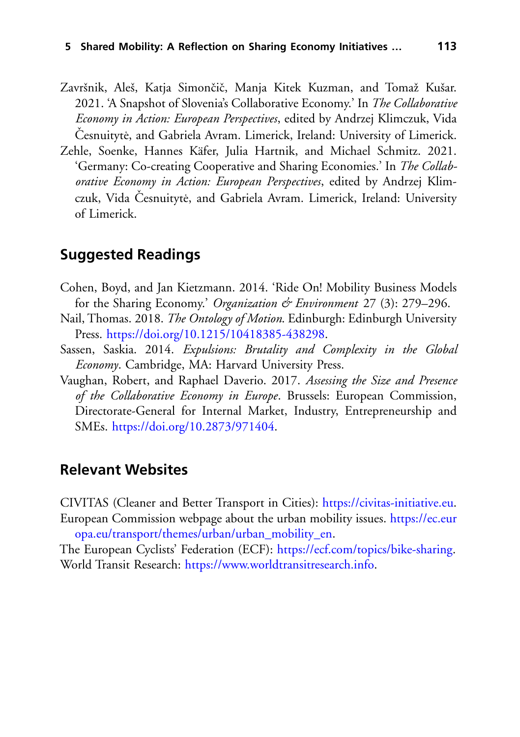Završnik, Aleš, Katja Simončič, Manja Kitek Kuzman, and Tomaž Kušar. 2021. 'A Snapshot of Slovenia's Collaborative Economy.' In *The Collaborative Economy in Action: European Perspectives*, edited by Andrzej Klimczuk, Vida Česnuitytė, and Gabriela Avram. Limerick, Ireland: University of Limerick.

Zehle, Soenke, Hannes Käfer, Julia Hartnik, and Michael Schmitz. 2021. 'Germany: Co-creating Cooperative and Sharing Economies.' In *The Collaborative Economy in Action: European Perspectives*, edited by Andrzej Klimczuk, Vida Česnuitytė, and Gabriela Avram. Limerick, Ireland: University of Limerick.

## Suggested Readings

Cohen, Boyd, and Jan Kietzmann. 2014. 'Ride On! Mobility Business Models for the Sharing Economy.' *Organization & Environment* 27 (3): 279–296.

Nail, Thomas. 2018. *The Ontology of Motion*. Edinburgh: Edinburgh University Press. https://doi.org/10.1215/10418385-438298.

Sassen, Saskia. 2014. *Expulsions: Brutality and Complexity in the Global Economy*. Cambridge, MA: Harvard University Press.

Vaughan, Robert, and Raphael Daverio. 2017. *Assessing the Size and Presence of the Collaborative Economy in Europe*. Brussels: European Commission, Directorate-General for Internal Market, Industry, Entrepreneurship and SMEs. https://doi.org/10.2873/971404.

## Relevant Websites

CIVITAS (Cleaner and Better Transport in Cities): https://civitas-initiative.eu.

European Commission webpage about the urban mobility issues. https://ec.europa.eu/transport/themes/urban/urban_mobility_en.

The European Cyclists' Federation (ECF): https://ecf.com/topics/bike-sharing.

World Transit Research: https://www.worldtransitresearch.info.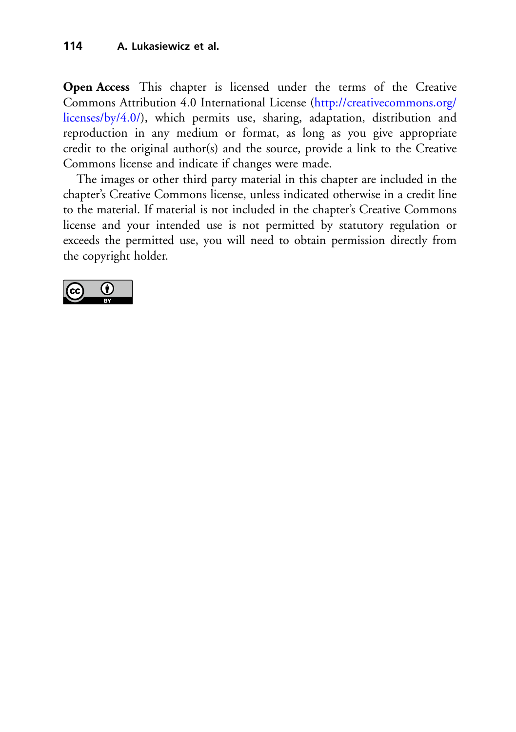**Open Access** This chapter is licensed under the terms of the Creative Commons Attribution 4.0 International License (http://creativecommons.org/licenses/by/4.0/), which permits use, sharing, adaptation, distribution and reproduction in any medium or format, as long as you give appropriate credit to the original author(s) and the source, provide a link to the Creative Commons license and indicate if changes were made.

The images or other third party material in this chapter are included in the chapter's Creative Commons license, unless indicated otherwise in a credit line to the material. If material is not included in the chapter's Creative Commons license and your intended use is not permitted by statutory regulation or exceeds the permitted use, you will need to obtain permission directly from the copyright holder.